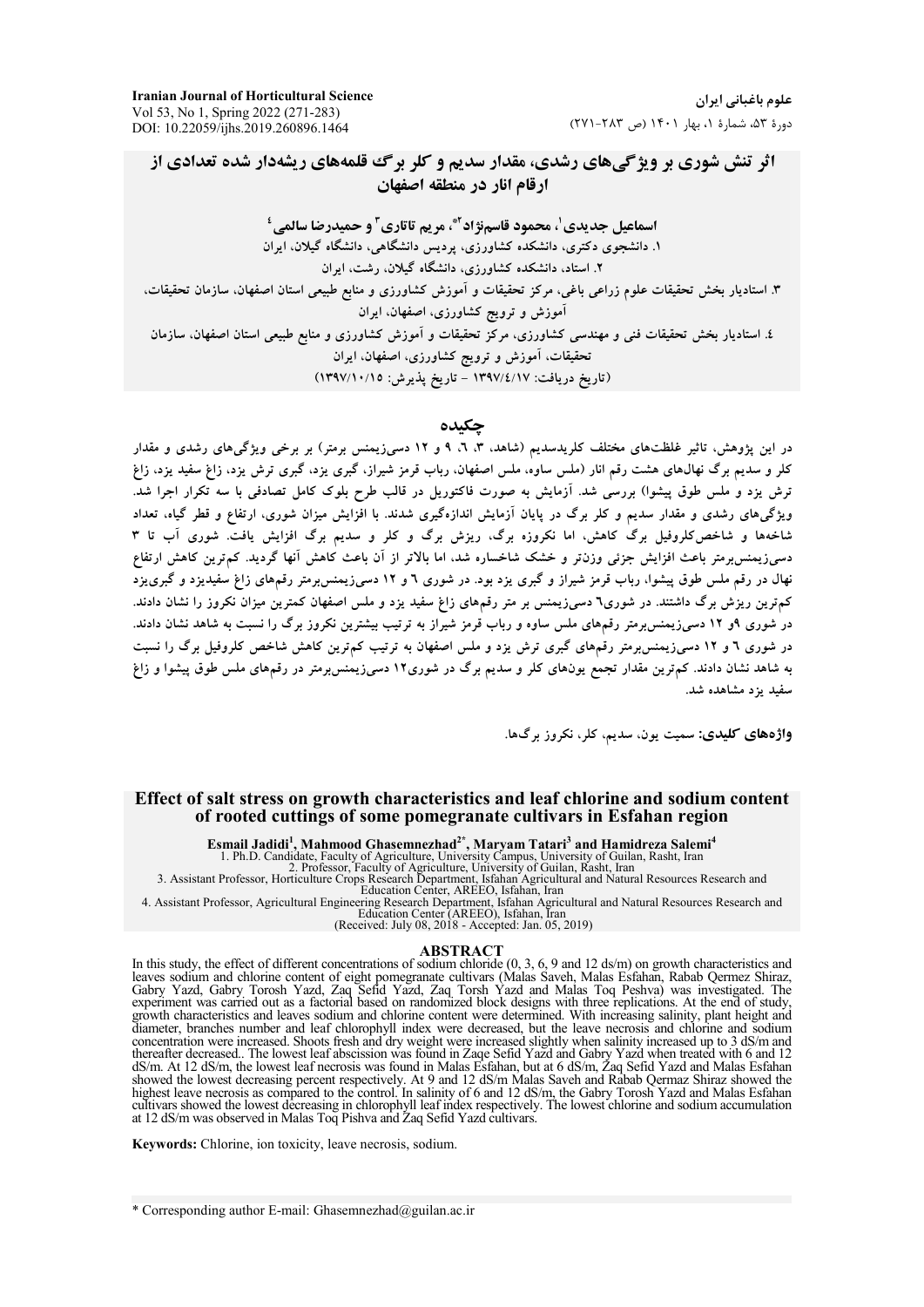# اثر تنش شوری بر ویژگی‌های رشدی، مقدار سدیم و کلر برگ قلمه‌های ریشه‌دار شده تعدادی از ارقام انار در منطقه اصفهان

**اسماعیل جدیدی[1]، محمود قاسم‌نژاد[2*]، مریم تاتاری[3] و حمیدرضا سالمی[4]**

۱. دانشجوی دکتری، دانشکده کشاورزی، پردیس دانشگاهی، دانشگاه گیلان، رشت، ایران

۲. استاد، دانشکده کشاورزی، دانشگاه گیلان، رشت، ایران

۳. استادیار بخش تحقیقات علوم زراعی باغی، مرکز تحقیقات و آموزش کشاورزی و منابع طبیعی استان اصفهان، سازمان تحقیقات، آموزش و ترویج کشاورزی، اصفهان، ایران

۴. استادیار بخش تحقیقات فنی و مهندسی کشاورزی، مرکز تحقیقات و آموزش کشاورزی و منابع طبیعی استان اصفهان، سازمان تحقیقات، آموزش و ترویج کشاورزی، اصفهان، ایران

(تاریخ دریافت: ۱۳۹۷/٤/۱۷ - تاریخ پذیرش: ۱۳۹۷/۱۰/۱۵)

## چکیده

در این پژوهش، تاثیر غلظت‌های مختلف کلریدسدیم (شاهد، ۳، ۶، ۹ و ۱۲ دسی‌زیمنس برمتر) بر برخی ویژگی‌های رشدی و مقدار کلر و سدیم برگ نهال‌های هشت رقم انار (ملس ساوه، ملس اصفهان، رباب قرمز شیراز، گبری یزد، گبری ترش یزد، زاغ سفید یزد، زاغ ترش یزد و ملس طوق پیشوا) بررسی شد. آزمایش به صورت فاکتوریل در قالب طرح بلوک کامل تصادفی با سه تکرار اجرا شد. ویژگی‌های رشدی و مقدار سدیم و کلر برگ در پایان آزمایش اندازه‌گیری شدند. با افزایش میزان شوری، ارتفاع و قطر گیاه، تعداد شاخه‌ها و شاخص‌کلروفیل برگ کاهش، اما نکروزه برگ، ریزش برگ و کلر و سدیم برگ افزایش یافت. شوری آب تا ۳ دسی‌زیمنس‌برمتر باعث افزایش جزئی وزن‌تر و خشک شاخساره شد، اما بالاتر از آن باعث کاهش آنها گردید. کم‌ترین کاهش ارتفاع نهال در رقم ملس طوق پیشوا، رباب قرمز شیراز و گبری یزد بود. در شوری ۶ و ۱۲ دسی‌زیمنس‌برمتر رقم‌های زاغ سفیدیزد و گبری‌یزد کم‌ترین ریزش برگ داشتند. در شوری۶ دسی‌زیمنس بر متر رقم‌های زاغ سفید یزد و ملس اصفهان کمترین میزان نکروز را نشان دادند. در شوری ۹و ۱۲ دسی‌زیمنس‌برمتر رقم‌های ملس ساوه و رباب قرمز شیراز به ترتیب بیشترین نکروز برگ را نسبت به شاهد نشان دادند. در شوری ٦ و ۱۲ دسی‌زیمنس‌برمتر رقم‌های گبری ترش یزد و ملس اصفهان به ترتیب کم‌ترین کاهش شاخص کلروفیل برگ را نسبت به شاهد نشان دادند. کم‌ترین مقدار تجمع یون‌های کلر و سدیم برگ در شوری۱۲ دسی‌زیمنس‌برمتر در رقم‌های ملس طوق پیشوا و زاغ سفید یزد مشاهده شد.

**واژه‌های کلیدی:** سمیت یون، سدیم، کلر، نکروز برگ‌ها.

# Effect of salt stress on growth characteristics and leaf chlorine and sodium content of rooted cuttings of some pomegranate cultivars in Esfahan region

**Esmail Jadidi[1], Mahmood Ghasemnezhad[2*], Maryam Tatari[3] and Hamidreza Salemi[4]**

1. Ph.D. Candidate, Faculty of Agriculture, University Campus, University of Guilan, Rasht, Iran
2. Professor, Faculty of Agriculture, University of Guilan, Rasht, Iran
3. Assistant Professor, Horticulture Crops Research Department, Isfahan Agricultural and Natural Resources Research and Education Center, AREEO, Isfahan, Iran
4. Assistant Professor, Agricultural Engineering Research Department, Isfahan Agricultural and Natural Resources Research and Education Center (AREEO), Isfahan, Iran

(Received: July 08, 2018 - Accepted: Jan. 05, 2019)

## ABSTRACT

In this study, the effect of different concentrations of sodium chloride (0, 3, 6, 9 and 12 ds/m) on growth characteristics and leaves sodium and chlorine content of eight pomegranate cultivars (Malas Saveh, Malas Esfahan, Rabab Qermez Shiraz, Gabry Yazd, Gabry Torosh Yazd, Zaq Sefid Yazd, Zaq Torsh Yazd and Malas Toq Peshva) was investigated. The experiment was carried out as a factorial based on randomized block designs with three replications. At the end of study, growth characteristics and leaves sodium and chlorine content were determined. With increasing salinity, plant height and diameter, branches number and leaf chlorophyll index were decreased, but the leave necrosis and chlorine and sodium concentration were increased. Shoots fresh and dry weight were increased slightly when salinity increased up to 3 dS/m and thereafter decreased.. The lowest leaf abscission was found in Zaqe Sefid Yazd and Gabry Yazd when treated with 6 and 12 dS/m. At 12 dS/m, the lowest leaf necrosis was found in Malas Esfahan, but at 6 dS/m, Zaq Sefid Yazd and Malas Esfahan showed the lowest decreasing percent respectively. At 9 and 12 dS/m Malas Saveh and Rabab Qermaz Shiraz showed the highest leave necrosis as compared to the control. In salinity of 6 and 12 dS/m, the Gabry Torosh Yazd and Malas Esfahan cultivars showed the lowest decreasing in chlorophyll leaf index respectively. The lowest chlorine and sodium accumulation at 12 dS/m was observed in Malas Toq Pishva and Zaq Sefid Yazd cultivars.

**Keywords:** Chlorine, ion toxicity, leave necrosis, sodium.

* Corresponding author E-mail: Ghasemnezhad@guilan.ac.ir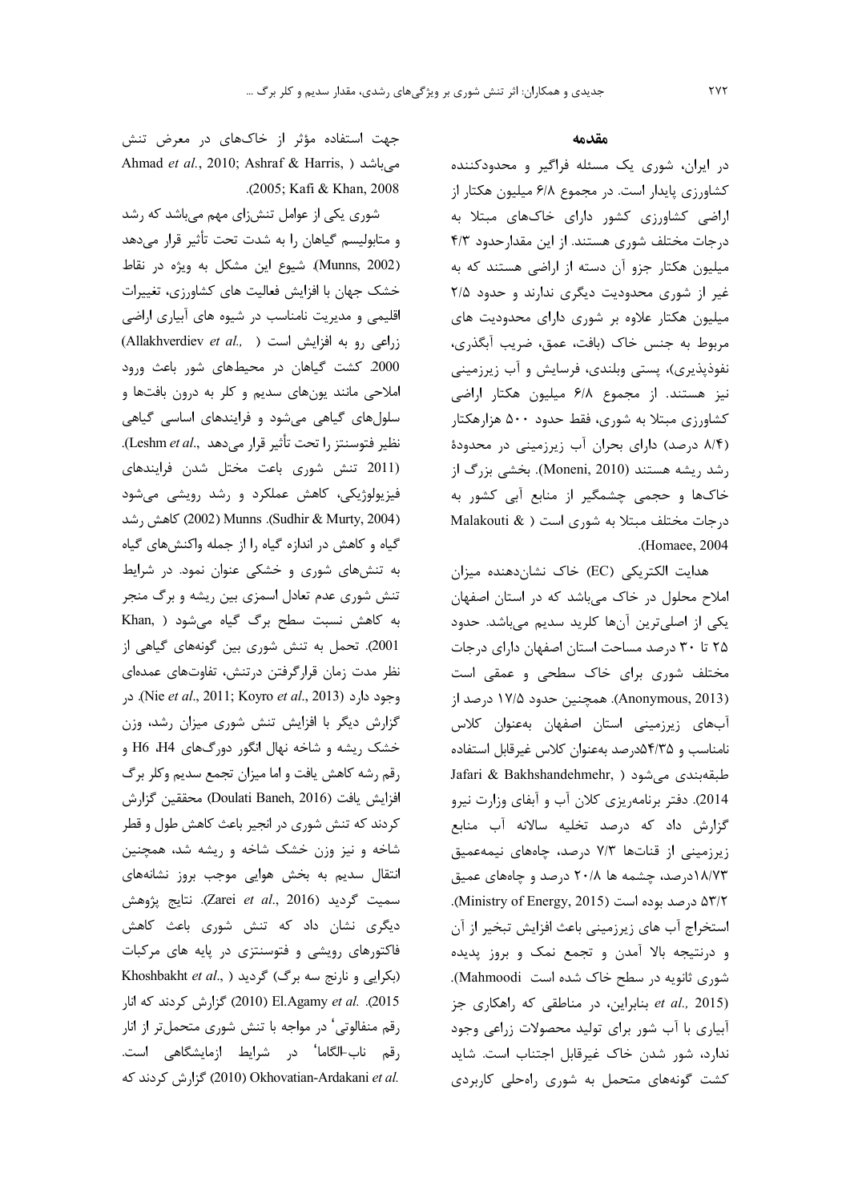## مقدمه

در ایران، شوری یک مسئله فراگیر و محدودکننده کشاورزی پایدار است. در مجموع ۶/۸ میلیون هکتار از اراضی کشاورزی کشور دارای خاک‌های مبتلا به درجات مختلف شوری هستند. از این مقدارحدود ۴/۳ میلیون هکتار جزو آن دسته از اراضی هستند که به غیر از شوری محدودیت دیگری ندارند و حدود ۲/۵ میلیون هکتار علاوه بر شوری دارای محدودیت های مربوط به جنس خاک (بافت، عمق، ضریب آبگذری، نفوذپذیری)، پستی وبلندی، فرسایش و آب زیرزمینی نیز هستند. از مجموع ۶/۸ میلیون هکتار اراضی کشاورزی مبتلا به شوری، فقط حدود ۵۰۰ هزارهکتار (۸/۴ درصد) دارای بحران آب زیرزمینی در محدودهٔ رشد ریشه هستند (Moneni, 2010). بخشی بزرگ از خاک‌ها و حجمی چشمگیر از منابع آبی کشور به درجات مختلف مبتلا به شوری است ( Malakouti & Homaee, 2004).

هدایت الکتریکی (EC) خاک نشان‌دهنده میزان املاح محلول در خاک می‌باشد که در استان اصفهان یکی از اصلی‌ترین آن‌ها کلرید سدیم می‌باشد. حدود ۲۵ تا ۳۰ درصد مساحت استان اصفهان دارای درجات مختلف شوری برای خاک سطحی و عمقی است (Anonymous, 2013). همچنین حدود ۱۷/۵ درصد از آب‌های زیرزمینی استان اصفهان به‌عنوان کلاس نامناسب و ۵۴/۳۵درصد به‌عنوان کلاس غیرقابل استفاده طبقه‌بندی می‌شود ( Jafari & Bakhshandehmehr, 2014). دفتر برنامه‌ریزی کلان آب و آبفای وزارت نیرو گزارش داد که درصد تخلیه سالانه آب منابع زیرزمینی از قنات‌ها ۷/۳ درصد، چاه‌های نیمه‌عمیق ۱۸/۷۳درصد، چشمه ها ۲۰/۸ درصد و چاه‌های عمیق ۵۳/۲ درصد بوده است (Ministry of Energy, 2015). استخراج آب های زیرزمینی باعث افزایش تبخیر از آن و درنتیجه بالا آمدن و تجمع نمک و بروز پدیده شوری ثانویه در سطح خاک شده است Mahmoodi) *et al.*, 2015) بنابراین، در مناطقی که راهکاری جز آبیاری با آب شور برای تولید محصولات زراعی وجود ندارد، شور شدن خاک غیرقابل اجتناب است. شاید کشت گونه‌های متحمل به شوری راه‌حلی کاربردی جهت استفاده مؤثر از خاک‌های در معرض تنش می‌باشد ( Ahmad *et al.*, 2010; Ashraf & Harris, 2005; Kafi & Khan, 2008).

شوری یکی از عوامل تنش‌زای مهم می‌باشد که رشد و متابولیسم گیاهان را به شدت تحت تأثیر قرار می‌دهد (Munns, 2002). شیوع این مشکل به ویژه در نقاط خشک جهان با افزایش فعالیت های کشاورزی، تغییرات اقلیمی و مدیریت نامناسب در شیوه های آبیاری اراضی زراعی رو به افزایش است ( Allakhverdiev *et al.*, 2000). کشت گیاهان در محیط‌های شور باعث ورود املاحی مانند یون‌های سدیم و کلر به درون بافت‌ها و سلول‌های گیاهی می‌شود و فرایندهای اساسی گیاهی نظیر فتوسنتز را تحت تأثیر قرار می‌دهد Leshm *et al.*, 2011). تنش شوری باعث مختل شدن فرایندهای فیزیولوژیکی، کاهش عملکرد و رشد رویشی می‌شود (Sudhir & Murty, 2004). Munns (2002) کاهش رشد گیاه و کاهش در اندازه گیاه را از جمله واکنش‌های گیاه به تنش‌های شوری و خشکی عنوان نمود. در شرایط تنش شوری عدم تعادل اسمزی بین ریشه و برگ منجر به کاهش نسبت سطح برگ گیاه می‌شود ( Khan, 2001). تحمل به تنش شوری بین گونه‌های گیاهی از نظر مدت زمان قرارگرفتن درتنش، تفاوت‌های عمده‌ای وجود دارد (Nie *et al.*, 2011; Koyro *et al.*, 2013). در گزارش دیگر با افزایش تنش شوری میزان رشد، وزن خشک ریشه و شاخه نهال انگور دورگ‌های H4، H6 و رقم رشه کاهش یافت و اما میزان تجمع سدیم وکلر برگ افزایش یافت (Doulati Baneh, 2016) محققین گزارش کردند که تنش شوری در انجیر باعث کاهش طول و قطر شاخه و نیز وزن خشک شاخه و ریشه شد، همچنین انتقال سدیم به بخش هوایی موجب بروز نشانه‌های سمیت گردید (Zarei *et al.*, 2016). نتایج پژوهش دیگری نشان داد که تنش شوری باعث کاهش فاکتورهای رویشی و فتوسنتزی در پایه های مرکبات (بکرایی و نارنج سه برگ) گردید ( Khoshbakht *et al.*, 2015). El.Agamy *et al.* (2010) گزارش کردند که انار رقم منفالوتی[1] در مواجه با تنش شوری متحمل‌تر از انار رقم ناب-الگاما[2] در شرایط ازمایشگاهی است. Okhovatian-Ardakani *et al.* (2010) گزارش کردند که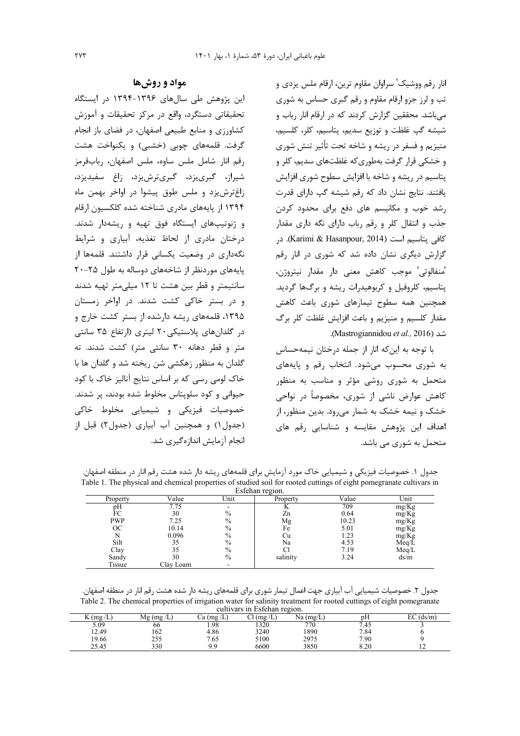انار رقم ووشیک[1] سراوان مقاوم ترین، ارقام ملس یزدی و تب و لرز جزو ارقام مقاوم و رقم گبری حساس به شوری می‌باشد. محققین گزارش کردند که در ارقام انار رباب و شیشه گپ غلظت و توزیع سدیم، پتاسیم، کلر، کلسیم، منیزیم و فسفر در ریشه و شاخه تحت تأثیر تنش شوری و خشکی قرار گرفت به‌طوری‌که غلظت‌های سدیم، کلر و پتاسیم در ریشه و شاخه با افزایش سطوح شوری افزایش یافتند. نتایج نشان داد که رقم شیشه گپ دارای قدرت رشد خوب و مکانیسم های دفع برای محدود کردن جذب و انتقال کلر و رقم رباب دارای نگه داری مقدار کافی پتاسیم است (Karimi & Hasanpour, 2014). در گزارش دیگری نشان داده شد که شوری در انار رقم 'منفالوتی'[1] موجب کاهش معنی دار مقدار نیتروژن، پتاسیم، کلروفیل و کربوهیدرات ریشه و برگ‌ها گردید. همچنین همه سطوح تیمارهای شوری باعث کاهش مقدار کلسیم و منیزیم و باعث افزایش غلظت کلر برگ شد (Mastrogiannidou *et al.,* 2016).

با توجه به این‌که انار از جمله درختان نیمه‌حساس به شوری محسوب می‌شود. انتخاب رقم و پایه‌های متحمل به شوری روشی مؤثر و مناسب به منظور کاهش عوارض ناشی از شوری، مخصوصاً در نواحی خشک و نیمه خشک به شمار می‌رود. بدین منظور، از اهداف این پژوهش مقایسه و شناسایی رقم های متحمل به شوری می باشد.

## مواد و روش‌ها

این پژوهش طی سال‌های ۱۳۹۶-۱۳۹۴ در ایستگاه تحقیقاتی دستگرد، واقع در مرکز تحقیقات و آموزش کشاورزی و منابع طبیعی اصفهان، در فضای باز انجام گرفت. قلمه‌های چوبی (خشبی) و یکنواخت هشت رقم انار شامل ملس ساوه، ملس اصفهان، رباب‌قرمز شیراز، گبری‌یزد، گبری‌ترش‌یزد، زاغ سفیدیزد، زاغ‌ترش‌یزد و ملس طوق پیشوا در اواخر بهمن ماه ۱۳۹۴ از پایه‌های مادری شناخته شده کلکسیون ارقام و ژنوتیپ‌های ایستگاه فوق تهیه و ریشه‌دار شدند. درختان مادری از لحاظ تغذیه، آبیاری و شرایط نگه‌داری در وضعیت یکسانی قرار داشتند. قلمه‌ها از پایه‌های موردنظر از شاخه‌های دوساله به طول ۲۵-۲۰ سانتیمتر و قطر بین هشت تا ۱۲ میلی‌متر تهیه شدند و در بستر خاکی کشت شدند. در اواخر زمستان ۱۳۹۵، قلمه‌های ریشه دارشده از بستر کشت خارج و در گلدان‌های پلاستیکی ۲۰ لیتری (ارتفاع ۳۵ سانتی متر و قطر دهانه ۳۰ سانتی متر) کشت شدند. ته گلدان به منظور زهکشی شن ریخته شد و گلدان ها با خاک لومی رسی که بر اساس نتایج آنالیز خاک با کود حیوانی و کود سلوپتاس مخلوط شده بودند، پر شدند. خصوصیات فیزیکی و شیمیایی مخلوط خاکی (جدول۱) و همچنین آب آبیاری (جدول۲) قبل از انجام آزمایش اندازه‌گیری شد.

جدول ۱. خصوصیات فیزیکی و شیمیایی خاک مورد آزمایش برای قلمه‌های ریشه دار شده هشت رقم انار در منطقه اصفهان.
Table 1. The physical and chemical properties of studied soil for rooted cuttings of eight pomegranate cultivars in Esfehan region.

| Property | Value | Unit | Property | Value | Unit |
|---|---|---|---|---|---|
| pH | 7.75 | - | K | 709 | mg/Kg |
| FC | 30 | % | Zn | 0.64 | mg/Kg |
| PWP | 7.25 | % | Mg | 10.23 | mg/Kg |
| OC | 10.14 | % | Fe | 5.01 | mg/Kg |
| N | 0.096 | % | Cu | 1.23 | mg/Kg |
| Silt | 35 | % | Na | 4.53 | Meq/L |
| Clay | 35 | % | Cl | 7.19 | Meq/L |
| Sandy | 30 | % | salinity | 3.24 | ds/m |
| Tissue | Clay Loam | - | | | |

جدول ۲. خصوصیات شیمیایی آب آبیاری جهت اعمال تیمار شوری برای قلمه‌های ریشه دار شده هشت رقم انار در منطقه اصفهان.
Table 2. The chemical properties of irrigation water for salinity treatment for rooted cuttings of eight pomegranate cultivars in Esfehan region.

| K (mg /L) | Mg (mg /L) | Ca (mg /L) | Cl (mg /L) | Na (mg/L) | pH | EC (ds/m) |
|---|---|---|---|---|---|---|
| 5.09 | 66 | 1.98 | 1320 | 770 | 7.45 | 3 |
| 12.49 | 162 | 4.86 | 3240 | 1890 | 7.84 | 6 |
| 19.66 | 255 | 7.65 | 5100 | 2975 | 7.90 | 9 |
| 25.45 | 330 | 9.9 | 6600 | 3850 | 8.20 | 12 |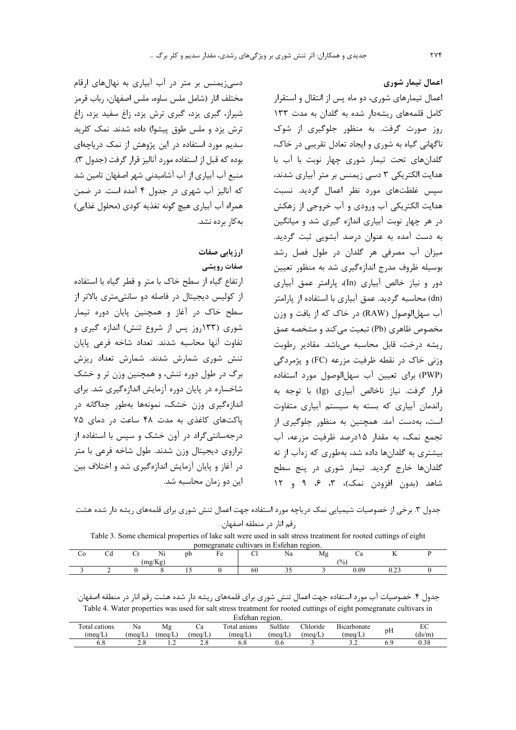**اعمال تیمار شوری**

اعمال تیمارهای شوری، دو ماه پس از انتقال و استقرار کامل قلمه‌های ریشه‌دار شده به گلدان به مدت ۱۳۳ روز صورت گرفت. به منظور جلوگیری از شوک ناگهانی گیاه به شوری و ایجاد تعادل تقریبی در خاک، گلدان‌های تحت تیمار شوری چهار نوبت با آب با هدایت الکتریکی ۳ دسی زیمنس بر متر آبیاری شدند، سپس غلظت‌های مورد نظر اعمال گردید. نسبت هدایت الکتریکی آب ورودی و آب خروجی از زهکش در هر چهار نوبت آبیاری اندازه گیری شد و میانگین به دست آمده به عنوان درصد آبشویی ثبت گردید. میزان آب مصرفی هر گلدان در طول فصل رشد بوسیله ظروف مدرج اندازه‌گیری شد به منظور تعیین دور و نیاز خالص آبیاری (In)، پارامتر عمق آبیاری (dn) محاسبه گردید. عمق آبیاری با استفاده از پارامتر آب سهل‌الوصول (RAW) در خاک که از بافت و وزن مخصوص ظاهری (Pb) تبعیت می‌کند و مشخصه عمق ریشه درخت، قابل محاسبه می‌باشد. مقادیر رطوبت وزنی خاک در نقطه ظرفیت مزرعه (FC) و پژمردگی (PWP) برای تعیین آب سهل‌الوصول مورد استفاده قرار گرفت. نیاز ناخالص آبیاری (Ig) با توجه به راندمان آبیاری که بسته به سیستم آبیاری متفاوت است، به‌دست آمد. همچنین به منظور جلوگیری از تجمع نمک، به مقدار ۱۵درصد ظرفیت مزرعه، آب بیشتری به گلدان‌ها داده شد، به‌طوری که زه‌آب از ته گلدان‌ها خارج گردید. تیمار شوری در پنج سطح شاهد (بدون افزودن نمک)، ۳، ۶، ۹ و ۱۲ دسی‌زیمنس بر متر در آب آبیاری به نهال‌های ارقام مختلف انار (شامل ملس ساوه، ملس اصفهان، رباب قرمز شیراز، گبری یزد، گبری ترش یزد، زاغ سفید یزد، زاغ ترش یزد و ملس طوق پیشوا) داده شدند. نمک کلرید سدیم مورد استفاده در این پژوهش از نمک دریاچه‌ای بوده که قبل از استفاده مورد آنالیز قرار گرفت (جدول ۳). منبع آب آبیاری از آب آشامیدنی شهر اصفهان تامین شد که آنالیز آب شهری در جدول ۴ آمده است. در ضمن همراه آب آبیاری هیچ گونه تغذیه کودی (محلول غذایی) به‌کار برده نشد.

**ارزیابی صفات**

**صفات رویشی**

ارتفاع گیاه از سطح خاک با متر و قطر گیاه با استفاده از کولیس دیجیتال در فاصله دو سانتی‌متری بالاتر از سطح خاک در آغاز و همچنین پایان دوره تیمار شوری (۱۳۳روز پس از شروع تنش) اندازه گیری و تفاوت آنها محاسبه شدند. تعداد شاخه فرعی پایان تنش شوری شمارش شدند. شمارش تعداد ریزش برگ در طول دوره تنش، و همچنین وزن تر و خشک شاخساره در پایان دوره آزمایش اندازه‌گیری شد. برای اندازه‌گیری وزن خشک، نمونه‌ها به‌طور جداگانه در پاکت‌های کاغذی به مدت ۴۸ ساعت در دمای ۷۵ درجه‌سانتی‌گراد در آون خشک و سپس با استفاده از ترازوی دیجیتال وزن شدند. طول شاخه فرعی با متر در آغاز و پایان آزمایش اندازه‌گیری شد و اختلاف بین این دو زمان محاسبه شد.

جدول ۳. برخی از خصوصیات شیمیایی نمک دریاچه مورد استفاده جهت اعمال تنش شوری برای قلمه‌های ریشه دار شده هشت رقم انار در منطقه اصفهان.

Table 3. Some chemical properties of lake salt were used in salt stress treatment for rooted cuttings of eight pomegranate cultivars in Esfehan region.

| Co | Cd | Cr | Ni | pb | Fe | Cl | Na | Mg | Ca | K | P |
|---|---|---|---|---|---|---|---|---|---|---|---|
| (mg/Kg) | | | | | | (%) | | | | | |
| 3 | 2 | 0 | 8 | 15 | 0 | 60 | 35 | 3 | 0.09 | 0.23 | 0 |

جدول ۴. خصوصیات آب مورد استفاده جهت اعمال تنش شوری برای قلمه‌های ریشه دار شده هشت رقم انار در منطقه اصفهان.

Table 4. Water properties was used for salt stress treatment for rooted cuttings of eight pomegranate cultivars in Esfehan region.

| Total cations (meq/L) | Na (meq/L) | Mg (meq/L) | Ca (meq/L) | Total anions (meq/L) | Sulfate (meq/L) | Chloride (meq/L) | Bicarbonate (meq/L) | pH | EC (ds/m) |
|---|---|---|---|---|---|---|---|---|---|
| 6.8 | 2.8 | 1.2 | 2.8 | 6.8 | 0.6 | 3 | 3.2 | 6.9 | 0.38 |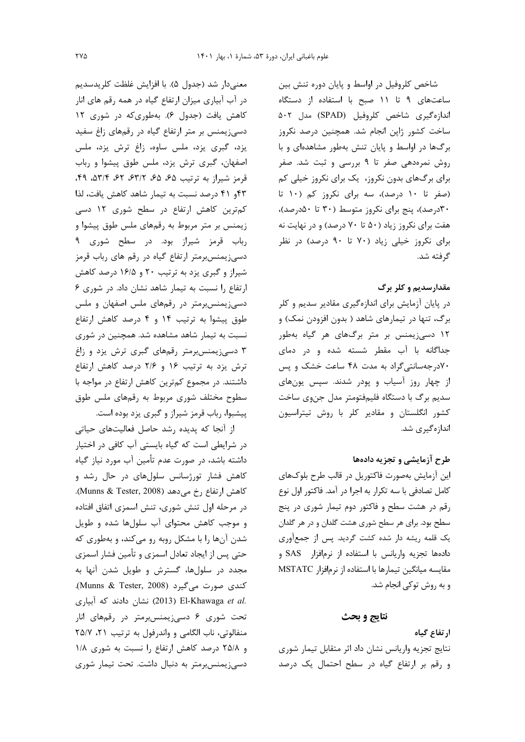شاخص کلروفیل در اواسط و پایان دوره تنش بین ساعت‌های ۹ تا ۱۱ صبح با استفاده از دستگاه اندازه‌گیری شاخص کلروفیل (SPAD) مدل ۵۰۲ ساخت کشور ژاپن انجام شد. همچنین درصد نکروز برگ‌ها در اواسط و پایان تنش به‌طور مشاهده‌ای و با روش نمره‌دهی صفر تا ۹ بررسی و ثبت شد. صفر برای برگ‌های بدون نکروز، یک برای نکروز خیلی کم (صفر تا ۱۰ درصد)، سه برای نکروز کم (۱۰ تا ۳۰درصد)، پنج برای نکروز متوسط (۳۰ تا ۵۰درصد)، هفت برای نکروز زیاد (۵۰ تا ۷۰ درصد) و در نهایت نه برای نکروز خیلی زیاد (۷۰ تا ۹۰ درصد) در نظر گرفته شد.

### مقدارسدیم و کلر برگ

در پایان آزمایش برای اندازه‌گیری مقادیر سدیم و کلر برگ، تنها در تیمارهای شاهد ( بدون افزودن نمک) و ۱۲ دسی‌زیمنس بر متر برگ‌های هر گیاه به‌طور جداگانه با آب مقطر شسته شده و در دمای ۷۰درجه‌سانتی‌گراد به مدت ۴۸ ساعت خشک و پس از چهار روز آسیاب و پودر شدند. سپس یون‌های سدیم برگ با دستگاه فلیم‌فتومتر مدل جن‌وی ساخت کشور انگلستان و مقادیر کلر با روش تیتراسیون اندازه‌گیری شد.

### طرح آزمایشی و تجزیه داده‌ها

این آزمایش به‌صورت فاکتوریل در قالب طرح بلوک‌های کامل تصادفی با سه تکرار به اجرا در آمد. فاکتور اول نوع رقم در هشت سطح و فاکتور دوم تیمار شوری در پنج سطح بود. برای هر سطح شوری هشت گلدان و در هر گلدان یک قلمه ریشه دار شده کشت گردید. پس از جمع‌آوری داده‌ها تجزیه واریانس با استفاده از نرم‌افزار SAS و مقایسه میانگین تیمارها با استفاده از نرم‌افزار MSTATC و به روش توکی انجام شد.

## نتایج و بحث

### ارتفاع گیاه

نتایج تجزیه واریانس نشان داد اثر متقابل تیمار شوری و رقم بر ارتفاع گیاه در سطح احتمال یک درصد معنی‌دار شد (جدول ۵). با افزایش غلظت کلریدسدیم در آب آبیاری میزان ارتفاع گیاه در همه رقم های انار کاهش یافت (جدول ۶). به‌طوری‌که در شوری ۱۲ دسی‌زیمنس بر متر ارتفاع گیاه در رقم‌های زاغ سفید یزد، گبری یزد، ملس ساوه، زاغ ترش یزد، ملس اصفهان، گبری ترش یزد، ملس طوق پیشوا و رباب قرمز شیراز به ترتیب ۶۵، ۶۵، ۶۳/۲، ۶۲، ۵۳/۴، ۴۹، ۴۳و ۴۱ درصد نسبت به تیمار شاهد کاهش یافت، لذا کم‌ترین کاهش ارتفاع در سطح شوری ۱۲ دسی زیمنس بر متر مربوط به رقم‌های ملس طوق پیشوا و رباب قرمز شیراز بود. در سطح شوری ۹ دسی‌زیمنس‌برمتر ارتفاع گیاه در رقم های رباب قرمز شیراز و گبری یزد به ترتیب ۲۰ و ۱۶/۵ درصد کاهش ارتفاع را نسبت به تیمار شاهد نشان داد. در شوری ۶ دسی‌زیمنس‌برمتر در رقم‌های ملس اصفهان و ملس طوق پیشوا به ترتیب ۱۴ و ۴ درصد کاهش ارتفاع نسبت به تیمار شاهد مشاهده شد. همچنین در شوری ۳ دسی‌زیمنس‌برمتر رقم‌های گبری ترش یزد و زاغ ترش یزد به ترتیب ۱۶ و ۲/۶ درصد کاهش ارتفاع داشتند. در مجموع کم‌ترین کاهش ارتفاع در مواجه با سطوح مختلف شوری مربوط به رقم‌های ملس طوق پیشبوا، رباب قرمز شیراز و گبری یزد بوده است.

از آنجا که پدیده رشد حاصل فعالیت‌های حیاتی در شرایطی است که گیاه بایستی آب کافی در اختیار داشته باشد، در صورت عدم تأمین آب مورد نیاز گیاه کاهش فشار تورژسانس سلول‌های در حال رشد و کاهش ارتفاع رخ می‌دهد (Munns & Tester, 2008). در مرحله اول تنش شوری، تنش اسمزی اتفاق افتاده و موجب کاهش محتوای آب سلول‌ها شده و طویل شدن آن‌ها را با مشکل روبه رو می‌کند، و به‌طوری که حتی پس از ایجاد تعادل اسمزی و تأمین فشار اسمزی مجدد در سلول‌ها، گسترش و طویل شدن آنها به کندی صورت می‌گیرد (Munns & Tester, 2008). El-Khawaga *et al.* (2013) نشان دادند که آبیاری تحت شوری ۶ دسی‌زیمنس‌برمتر در رقم‌های انار منفالوتی، ناب الگامی و واندرفول به ترتیب ۲۱، ۲۵/۷ و ۲۵/۸ درصد کاهش ارتفاع را نسبت به شوری ۱/۸ دسی‌زیمنس‌برمتر به دنبال داشت. تحت تیمار شوری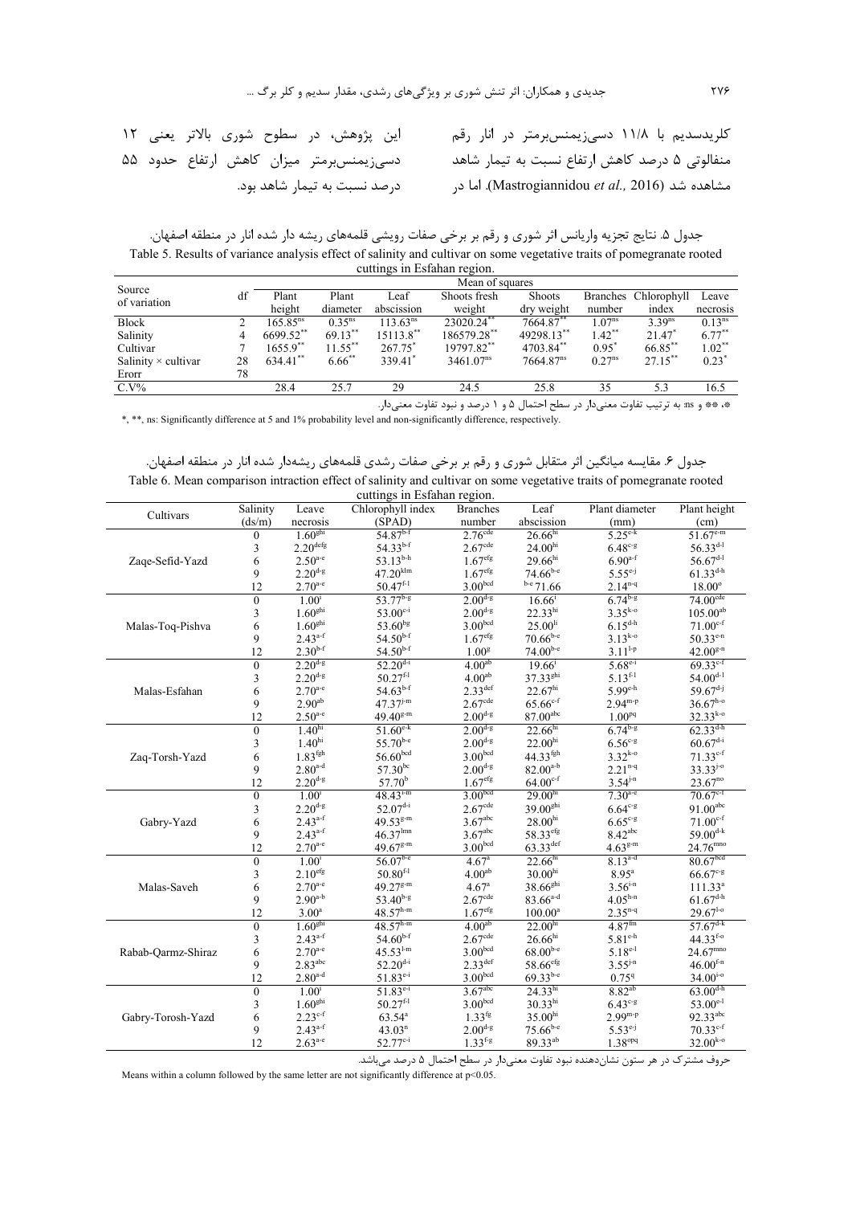کلریدسدیم با ۱۱/۸ دسی‌زیمنس‌برمتر در انار رقم منفالوتی ۵ درصد کاهش ارتفاع نسبت به تیمار شاهد مشاهده شد (Mastrogiannidou *et al.,* 2016). اما در این پژوهش، در سطوح شوری بالاتر یعنی ۱۲ دسی‌زیمنس‌برمتر میزان کاهش ارتفاع حدود ۵۵ درصد نسبت به تیمار شاهد بود.

جدول ۵. نتایج تجزیه واریانس اثر شوری و رقم بر برخی صفات رویشی قلمه‌های ریشه دار شده انار در منطقه اصفهان.

Table 5. Results of variance analysis effect of salinity and cultivar on some vegetative traits of pomegranate rooted cuttings in Esfahan region.

| Source of variation | df | Mean of squares | | | | | | | |
|---|---|---|---|---|---|---|---|---|---|
| | | Plant height | Plant diameter | Leaf abscission | Shoots fresh weight | Shoots dry weight | Branches number | Chlorophyll index | Leave necrosis |
| Block | 2 | 165.85[ns] | 0.35[ns] | 113.63[ns] | 23020.24[**] | 7664.87[**] | 1.07[ns] | 3.39[ns] | 0.13[ns] |
| Salinity | 4 | 6699.52[**] | 69.13[**] | 15113.8[**] | 186579.28[**] | 49298.13[**] | 1.42[**] | 21.47[*] | 6.77[**] |
| Cultivar | 7 | 1655.9[**] | 11.55[**] | 267.75[*] | 19797.82[**] | 4703.84[**] | 0.95[*] | 66.85[**] | 1.02[**] |
| Salinity × cultivar | 28 | 634.41[**] | 6.66[**] | 339.41[*] | 3461.07[ns] | 7664.87[ns] | 0.27[ns] | 27.15[**] | 0.23[*] |
| Erorr | 78 | | | | | | | | |
| C.V% | | 28.4 | 25.7 | 29 | 24.5 | 25.8 | 35 | 5.3 | 16.5 |

*، ** و ns: به ترتیب تفاوت معنی‌دار در سطح احتمال ۵ و ۱ درصد و نبود تفاوت معنی‌دار.

*, **, ns: Significantly difference at 5 and 1% probability level and non-significantly difference, respectively.

جدول ۶. مقایسه میانگین اثر متقابل شوری و رقم بر برخی صفات رشدی قلمه‌های ریشه‌دار شده انار در منطقه اصفهان.

Table 6. Mean comparison intraction effect of salinity and cultivar on some vegetative traits of pomegranate rooted cuttings in Esfahan region.

| Cultivars | Salinity (ds/m) | Leave necrosis | Chlorophyll index (SPAD) | Branches number | Leaf abscission | Plant diameter (mm) | Plant height (cm) |
|---|---|---|---|---|---|---|---|
| Zaqe-Sefid-Yazd | 0 | 1.60[ghi] | 54.87[b-f] | 2.76[cde] | 26.66[hi] | 5.25[e-k] | 51.67[e-m] |
| | 3 | 2.20[defg] | 54.33[b-f] | 2.67[cde] | 24.00[hi] | 6.48[c-g] | 56.33[d-l] |
| | 6 | 2.50[a-e] | 53.13[b-h] | 1.67[efg] | 29.66[hi] | 6.90[a-f] | 56.67[d-l] |
| | 9 | 2.20[d-g] | 47.20[klm] | 1.67[efg] | 74.66[b-e] | 5.55[e-j] | 61.33[d-h] |
| | 12 | 2.70[a-e] | 50.47[f-l] | 3.00[bcd] | 71.66[b-e] | 2.14[n-q] | 18.00[o] |
| Malas-Toq-Pishva | 0 | 1.00[i] | 53.77[b-g] | 2.00[d-g] | 16.66[i] | 6.74[b-g] | 74.00[cde] |
| | 3 | 1.60[ghi] | 53.00[c-i] | 2.00[d-g] | 22.33[hi] | 3.35[k-o] | 105.00[ab] |
| | 6 | 1.60[ghi] | 53.60[bg] | 3.00[bcd] | 25.00[li] | 6.15[d-h] | 71.00[c-f] |
| | 9 | 2.43[a-f] | 54.50[b-f] | 1.67[efg] | 70.66[b-e] | 3.13[k-o] | 50.33[e-n] |
| | 12 | 2.30[b-f] | 54.50[b-f] | 1.00[g] | 74.00[b-e] | 3.11[l-p] | 42.00[g-n] |
| Malas-Esfahan | 0 | 2.20[d-g] | 52.20[d-i] | 4.00[ab] | 19.66[i] | 5.68[e-i] | 69.33[c-f] |
| | 3 | 2.20[d-g] | 50.27[f-l] | 4.00[ab] | 37.33[ghi] | 5.13[f-l] | 54.00[d-l] |
| | 6 | 2.70[a-e] | 54.63[b-f] | 2.33[def] | 22.67[hi] | 5.99[e-h] | 59.67[d-j] |
| | 9 | 2.90[ab] | 47.37[j-m] | 2.67[cde] | 65.66[c-f] | 2.94[m-p] | 36.67[h-o] |
| | 12 | 2.50[a-e] | 49.40[g-m] | 2.00[d-g] | 87.00[abc] | 1.00[pq] | 32.33[k-o] |
| Zaq-Torsh-Yazd | 0 | 1.40[hi] | 51.60[e-k] | 2.00[d-g] | 22.66[hi] | 6.74[b-g] | 62.33[d-h] |
| | 3 | 1.40[hi] | 55.70[b-e] | 2.00[d-g] | 22.00[hi] | 6.56[c-g] | 60.67[d-i] |
| | 6 | 1.83[fgh] | 56.60[bcd] | 3.00[bcd] | 44.33[fgh] | 3.32[k-o] | 71.33[c-f] |
| | 9 | 2.80[a-d] | 57.30[bc] | 2.00[d-g] | 82.00[a-b] | 2.21[n-q] | 33.33[j-o] |
| | 12 | 2.20[d-g] | 57.70[b] | 1.67[efg] | 64.00[c-f] | 3.54[j-n] | 23.67[no] |
| Gabry-Yazd | 0 | 1.00[i] | 48.43[i-m] | 3.00[bcd] | 29.00[hi] | 7.30[a-e] | 70.67[c-f] |
| | 3 | 2.20[d-g] | 52.07[d-i] | 2.67[cde] | 39.00[ghi] | 6.64[c-g] | 91.00[abc] |
| | 6 | 2.43[a-f] | 49.53[g-m] | 3.67[abc] | 28.00[hi] | 6.65[c-g] | 71.00[c-f] |
| | 9 | 2.43[a-f] | 46.37[lmn] | 3.67[abc] | 58.33[efg] | 8.42[abc] | 59.00[d-k] |
| | 12 | 2.70[a-e] | 49.67[g-m] | 3.00[bcd] | 63.33[def] | 4.63[g-m] | 24.76[mno] |
| Malas-Saveh | 0 | 1.00[i] | 56.07[b-e] | 4.67[a] | 22.66[hi] | 8.13[a-d] | 80.67[bcd] |
| | 3 | 2.10[efg] | 50.80[f-l] | 4.00[ab] | 30.00[hi] | 8.95[a] | 66.67[c-g] |
| | 6 | 2.70[a-e] | 49.27[g-m] | 4.67[a] | 38.66[ghi] | 3.56[i-n] | 111.33[a] |
| | 9 | 2.90[a-b] | 53.40[b-g] | 2.67[cde] | 83.66[a-d] | 4.05[h-n] | 61.67[d-h] |
| | 12 | 3.00[a] | 48.57[h-m] | 1.67[efg] | 100.00[a] | 2.35[n-q] | 29.67[l-o] |
| Rabab-Qarmz-Shiraz | 0 | 1.60[ghi] | 48.57[h-m] | 4.00[ab] | 22.00[hi] | 4.87[fm] | 57.67[d-k] |
| | 3 | 2.43[a-f] | 54.60[b-f] | 2.67[cde] | 26.66[hi] | 5.81[e-h] | 44.33[f-o] |
| | 6 | 2.70[a-e] | 45.53[i-m] | 3.00[bcd] | 68.00[b-e] | 5.18[e-l] | 24.67[mno] |
| | 9 | 2.83[abc] | 52.20[d-i] | 2.33[def] | 58.66[efg] | 3.55[j-n] | 46.00[f-n] |
| | 12 | 2.80[a-d] | 51.83[e-i] | 3.00[bcd] | 69.33[b-e] | 0.75[q] | 34.00[i-o] |
| Gabry-Torosh-Yazd | 0 | 1.00[i] | 51.83[e-i] | 3.67[abc] | 24.33[hi] | 8.82[ab] | 63.00[d-h] |
| | 3 | 1.60[ghi] | 50.27[f-l] | 3.00[bcd] | 30.33[hi] | 6.43[c-g] | 53.00[e-l] |
| | 6 | 2.23[c-f] | 63.54[a] | 1.33[fg] | 35.00[hi] | 2.99[m-p] | 92.33[abc] |
| | 9 | 2.43[a-f] | 43.03[n] | 2.00[d-g] | 75.66[b-e] | 5.53[e-j] | 70.33[c-f] |
| | 12 | 2.63[a-e] | 52.77[c-i] | 1.33[f-g] | 89.33[ab] | 1.38[opq] | 32.00[k-o] |

حروف مشترک در هر ستون نشان‌دهنده نبود تفاوت معنی‌دار در سطح احتمال ۵ درصد می‌باشد.

Means within a column followed by the same letter are not significantly difference at p<0.05.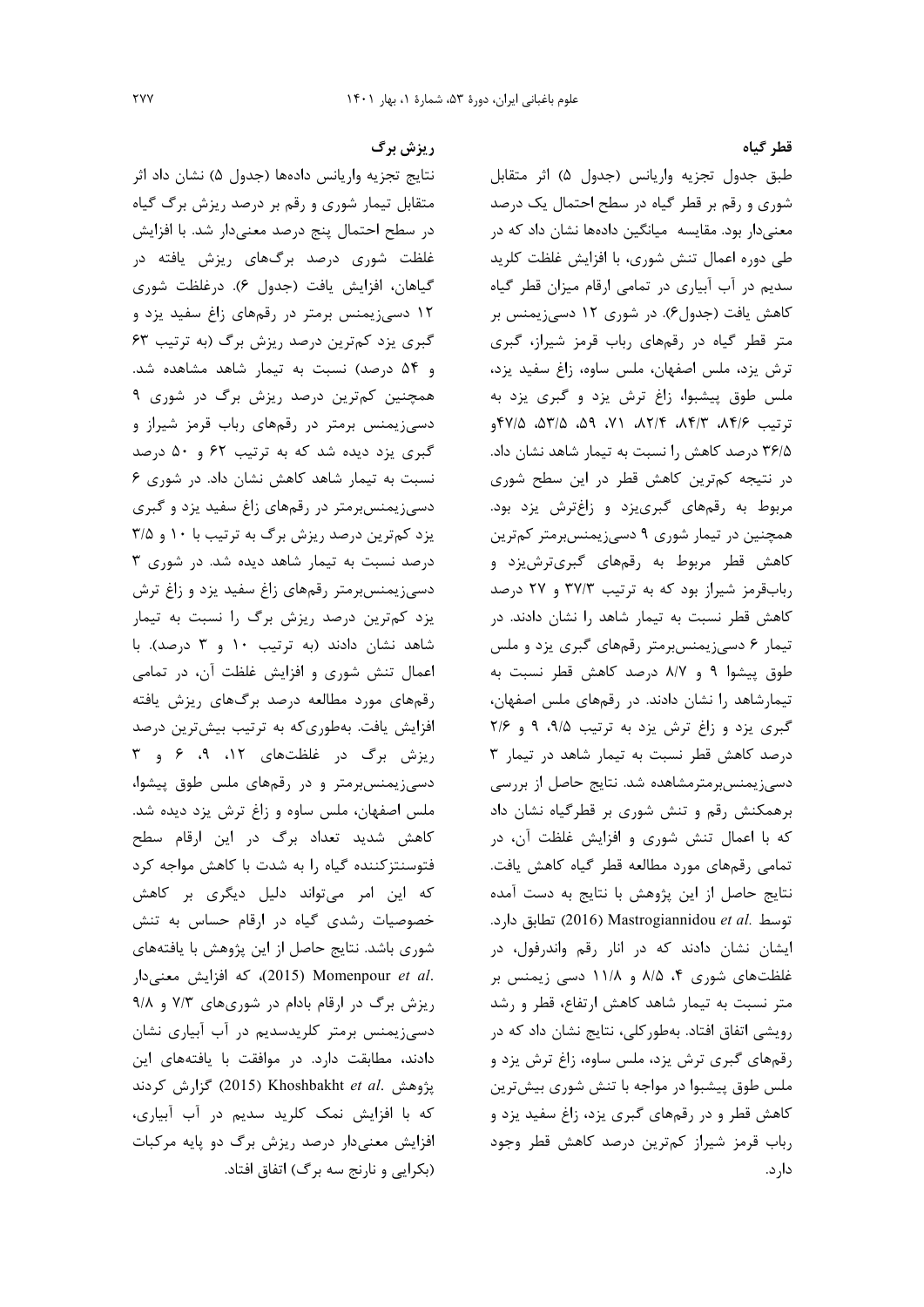### قطر گیاه

طبق جدول تجزیه واریانس (جدول ۵) اثر متقابل شوری و رقم بر قطر گیاه در سطح احتمال یک درصد معنی‌دار بود. مقایسه میانگین داده‌ها نشان داد که در طی دوره اعمال تنش شوری، با افزایش غلظت کلرید سدیم در آب آبیاری در تمامی ارقام میزان قطر گیاه کاهش یافت (جدول۶). در شوری ۱۲ دسی‌زیمنس بر متر قطر گیاه در رقم‌های رباب قرمز شیراز، گبری ترش یزد، ملس اصفهان، ملس ساوه، زاغ سفید یزد، ملس طوق پیشبوا، زاغ ترش یزد و گبری یزد به ترتیب ۸۴/۶، ۸۴/۳، ۸۲/۴، ۷۱، ۵۹، ۵۳/۵، ۴۷/۵و ۳۶/۵ درصد کاهش را نسبت به تیمار شاهد نشان داد. در نتیجه کم‌ترین کاهش قطر در این سطح شوری مربوط به رقم‌های گبری‌یزد و زاغ‌ترش یزد بود. همچنین در تیمار شوری ۹ دسی‌زیمنس‌برمتر کم‌ترین کاهش قطر مربوط به رقم‌های گبری‌ترش‌یزد و رباب‌قرمز شیراز بود که به ترتیب ۳۷/۳ و ۲۷ درصد کاهش قطر نسبت به تیمار شاهد را نشان دادند. در تیمار ۶ دسی‌زیمنس‌برمتر رقم‌های گبری یزد و ملس طوق پیشوا ۹ و ۸/۷ درصد کاهش قطر نسبت به تیمارشاهد را نشان دادند. در رقم‌های ملس اصفهان، گبری یزد و زاغ ترش یزد به ترتیب ۹/۵، ۹ و ۲/۶ درصد کاهش قطر نسبت به تیمار شاهد در تیمار ۳ دسی‌زیمنس‌برمترمشاهده شد. نتایج حاصل از بررسی برهمکنش رقم و تنش شوری بر قطرگیاه نشان داد که با اعمال تنش شوری و افزایش غلظت آن، در تمامی رقم‌های مورد مطالعه قطر گیاه کاهش یافت. نتایج حاصل از این پژوهش با نتایج به دست آمده توسط Mastrogiannidou *et al.* (2016) تطابق دارد. ایشان نشان دادند که در انار رقم واندرفول، در غلظت‌های شوری ۴، ۸/۵ و ۱۱/۸ دسی زیمنس بر متر نسبت به تیمار شاهد کاهش ارتفاع، قطر و رشد رویشی اتفاق افتاد. به‌طورکلی، نتایج نشان داد که در رقم‌های گبری ترش یزد، ملس ساوه، زاغ ترش یزد و ملس طوق پیشبوا در مواجه با تنش شوری بیش‌ترین کاهش قطر و در رقم‌های گبری یزد، زاغ سفید یزد و رباب قرمز شیراز کم‌ترین درصد کاهش قطر وجود دارد.

### ریزش برگ

نتایج تجزیه واریانس داده‌ها (جدول ۵) نشان داد اثر متقابل تیمار شوری و رقم بر درصد ریزش برگ گیاه در سطح احتمال پنج درصد معنی‌دار شد. با افزایش غلظت شوری درصد برگ‌های ریزش یافته در گیاهان، افزایش یافت (جدول ۶). درغلظت شوری ۱۲ دسی‌زیمنس برمتر در رقم‌های زاغ سفید یزد و گبری یزد کم‌ترین درصد ریزش برگ (به ترتیب ۶۳ و ۵۴ درصد) نسبت به تیمار شاهد مشاهده شد. همچنین کم‌ترین درصد ریزش برگ در شوری ۹ دسی‌زیمنس برمتر در رقم‌های رباب قرمز شیراز و گبری یزد دیده شد که به ترتیب ۶۲ و ۵۰ درصد نسبت به تیمار شاهد کاهش نشان داد. در شوری ۶ دسی‌زیمنس‌برمتر در رقم‌های زاغ سفید یزد و گبری یزد کم‌ترین درصد ریزش برگ به ترتیب با ۱۰ و ۳/۵ درصد نسبت به تیمار شاهد دیده شد. در شوری ۳ دسی‌زیمنس‌برمتر رقم‌های زاغ سفید یزد و زاغ ترش یزد کم‌ترین درصد ریزش برگ را نسبت به تیمار شاهد نشان دادند (به ترتیب ۱۰ و ۳ درصد). با اعمال تنش شوری و افزایش غلظت آن، در تمامی رقم‌های مورد مطالعه درصد برگ‌های ریزش یافته افزایش یافت. به‌طوری‌که به ترتیب بیش‌ترین درصد ریزش برگ در غلظت‌های ۱۲، ۹، ۶ و ۳ دسی‌زیمنس‌برمتر و در رقم‌های ملس طوق پیشوا، ملس اصفهان، ملس ساوه و زاغ ترش یزد دیده شد. کاهش شدید تعداد برگ در این ارقام سطح فتوسنتزکننده گیاه را به شدت با کاهش مواجه کرد که این امر می‌تواند دلیل دیگری بر کاهش خصوصیات رشدی گیاه در ارقام حساس به تنش شوری باشد. نتایج حاصل از این پژوهش با یافته‌های Momenpour *et al.* (2015)، که افزایش معنی‌دار ریزش برگ در ارقام بادام در شوری‌های ۷/۳ و ۹/۸ دسی‌زیمنس برمتر کلریدسدیم در آب آبیاری نشان دادند، مطابقت دارد. در موافقت با یافته‌های این پژوهش Khoshbakht *et al.* (2015) گزارش کردند که با افزایش نمک کلرید سدیم در آب آبیاری، افزایش معنی‌دار درصد ریزش برگ دو پایه مرکبات (بکرایی و نارنج سه برگ) اتفاق افتاد.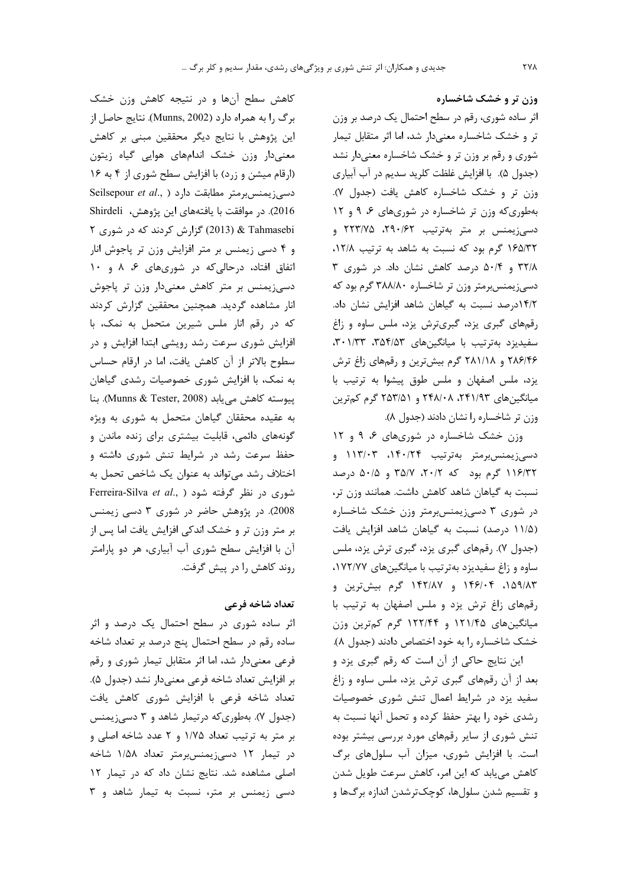**وزن تر و خشک شاخساره**

اثر ساده شوری، رقم در سطح احتمال یک درصد بر وزن تر و خشک شاخساره معنی‌دار شد، اما اثر متقابل تیمار شوری و رقم بر وزن تر و خشک شاخساره معنی‌دار نشد (جدول ۵). با افزایش غلظت کلرید سدیم در آب آبیاری وزن تر و خشک شاخساره کاهش یافت (جدول ۷). به‌طوری‌که وزن تر شاخساره در شوری‌های ۶، ۹ و ۱۲ دسی‌زیمنس بر متر به‌ترتیب ۲۹۰/۶۲، ۲۲۳/۷۵ و ۱۶۵/۳۲ گرم بود که نسبت به شاهد به ترتیب ۱۲/۸، ۳۲/۸ و ۵۰/۴ درصد کاهش نشان داد. در شوری ۳ دسی‌زیمنس‌برمتر وزن تر شاخساره ۳۸۸/۸۰ گرم بود که ۱۴/۲درصد نسبت به گیاهان شاهد افزایش نشان داد. رقم‌های گبری یزد، گبری‌ترش یزد، ملس ساوه و زاغ سفیدیزد به‌ترتیب با میانگین‌های ۳۵۴/۵۳، ۳۰۱/۳۳، ۲۸۶/۴۶ و ۲۸۱/۱۸ گرم بیش‌ترین و رقم‌های زاغ ترش یزد، ملس اصفهان و ملس طوق پیشوا به ترتیب با میانگین‌های ۲۴۱/۹۳، ۲۴۸/۰۸ و ۲۵۳/۵۱ گرم کم‌ترین وزن تر شاخساره را نشان دادند (جدول ۸).

وزن خشک شاخساره در شوری‌های ۶، ۹ و ۱۲ دسی‌زیمنس‌برمتر به‌ترتیب ۱۴۰/۲۴، ۱۱۳/۰۳ و ۱۱۶/۳۲ گرم بود که ۲۰/۲، ۳۵/۷ و ۵۰/۵ درصد نسبت به گیاهان شاهد کاهش داشت. همانند وزن تر، در شوری ۳ دسی‌زیمنس‌برمتر وزن خشک شاخساره (۱۱/۵ درصد) نسبت به گیاهان شاهد افزایش یافت (جدول ۷). رقم‌های گبری یزد، گبری ترش یزد، ملس ساوه و زاغ سفیدیزد به‌ترتیب با میانگین‌های ۱۷۲/۷۷، ۱۵۹/۸۳، ۱۴۶/۰۴ و ۱۴۲/۸۷ گرم بیش‌ترین و رقم‌های زاغ ترش یزد و ملس اصفهان به ترتیب با میانگین‌های ۱۲۱/۴۵ و ۱۲۲/۴۴ گرم کم‌ترین وزن خشک شاخساره را به خود اختصاص دادند (جدول ۸).

این نتایج حاکی از آن است که رقم گبری یزد و بعد از آن رقم‌های گبری ترش یزد، ملس ساوه و زاغ سفید یزد در شرایط اعمال تنش شوری خصوصیات رشدی خود را بهتر حفظ کرده و تحمل آنها نسبت به تنش شوری از سایر رقم‌های مورد بررسی بیشتر بوده است. با افزایش شوری، میزان آب سلول‌های برگ کاهش می‌یابد که این امر، کاهش سرعت طویل شدن و تقسیم شدن سلول‌ها، کوچک‌ترشدن اندازه برگ‌ها و کاهش سطح آن‌ها و در نتیجه کاهش وزن خشک برگ را به همراه دارد (Munns, 2002). نتایج حاصل از این پژوهش با نتایج دیگر محققین مبنی بر کاهش معنی‌دار وزن خشک اندام‌های هوایی گیاه زیتون (ارقام میشن و زرد) با افزایش سطح شوری از ۴ به ۱۶ دسی‌زیمنس‌برمتر مطابقت دارد (Seilsepour *et al.*, 2016). در موافقت با یافته‌های این پژوهش، Shirdeli & Tahmasebi (2013) گزارش کردند که در شوری ۲ و ۴ دسی زیمنس بر متر افزایش وزن تر پاجوش انار اتفاق افتاد، درحالی‌که در شوری‌های ۶، ۸ و ۱۰ دسی‌زیمنس بر متر کاهش معنی‌دار وزن تر پاجوش انار مشاهده گردید. همچنین محققین گزارش کردند که در رقم انار ملس شیرین متحمل به نمک، با افزایش شوری سرعت رشد رویشی ابتدا افزایش و در سطوح بالاتر از آن کاهش یافت، اما در ارقام حساس به نمک، با افزایش شوری خصوصیات رشدی گیاهان پیوسته کاهش می‌یابد (Munns & Tester, 2008). بنا به عقیده محققان گیاهان متحمل به شوری به ویژه گونه‌های دائمی، قابلیت بیشتری برای زنده ماندن و حفظ سرعت رشد در شرایط تنش شوری داشته و اختلاف رشد می‌تواند به عنوان یک شاخص تحمل به شوری در نظر گرفته شود (Ferreira-Silva *et al.*, 2008). در پژوهش حاضر در شوری ۳ دسی زیمنس بر متر وزن تر و خشک اندکی افزایش یافت اما پس از آن با افزایش سطح شوری آب آبیاری، هر دو پارامتر روند کاهش را در پیش گرفت.

**تعداد شاخه فرعی**

اثر ساده شوری در سطح احتمال یک درصد و اثر ساده رقم در سطح احتمال پنج درصد بر تعداد شاخه فرعی معنی‌دار شد، اما اثر متقابل تیمار شوری و رقم بر افزایش تعداد شاخه فرعی معنی‌دار نشد (جدول ۵). تعداد شاخه فرعی با افزایش شوری کاهش یافت (جدول ۷). به‌طوری‌که درتیمار شاهد و ۳ دسی‌زیمنس بر متر به ترتیب تعداد ۱/۷۵ و ۲ عدد شاخه اصلی و در تیمار ۱۲ دسی‌زیمنس‌برمتر تعداد ۱/۵۸ شاخه اصلی مشاهده شد. نتایج نشان داد که در تیمار ۱۲ دسی زیمنس بر متر، نسبت به تیمار شاهد و ۳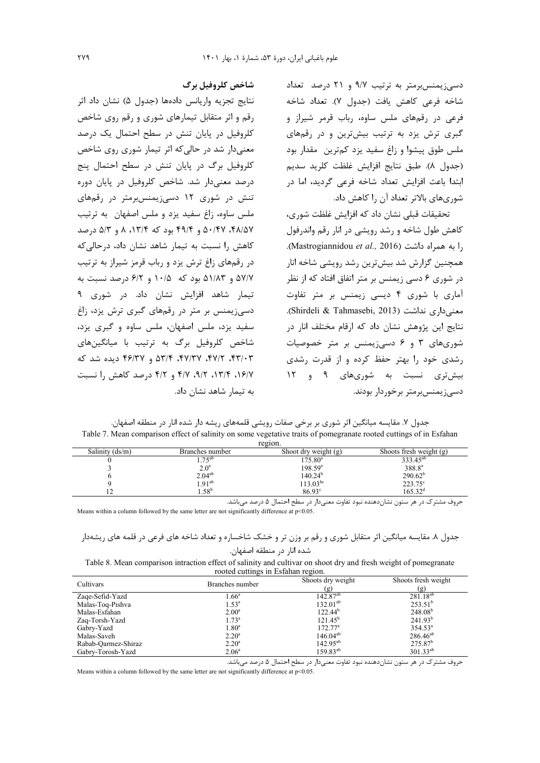دسی‌زیمنس‌برمتر به ترتیب ۹/۷ و ۲۱ درصد تعداد شاخه فرعی کاهش یافت (جدول ۷). تعداد شاخه فرعی در رقم‌های ملس ساوه، رباب قرمز شیراز و گبری ترش یزد به ترتیب بیش‌ترین و در رقم‌های ملس طوق پیشوا و زاغ سفید یزد کم‌ترین مقدار بود (جدول ۸). طبق نتایج افزایش غلظت کلرید سدیم ابتدا باعث افزایش تعداد شاخه فرعی گردید، اما در شوری‌های بالاتر تعداد آن را کاهش داد.

تحقیقات قبلی نشان داد که افزایش غلظت شوری، کاهش طول شاخه و رشد رویشی در انار رقم واندرفول را به همراه داشت (Mastrogiannidou *et al.,* 2016). همچنین گزارش شد بیش‌ترین رشد رویشی شاخه انار در شوری ۶ دسی زیمنس بر متر اتفاق افتاد که از نظر آماری با شوری ۴ دیسی زیمنس بر متر تفاوت معنی‌داری نداشت (Shirdeli & Tahmasebi, 2013). نتایج این پژوهش نشان داد که ارقام مختلف انار در شوری‌های ۳ و ۶ دسی‌زیمنس بر متر خصوصیات رشدی خود را بهتر حفظ کرده و از قدرت رشدی بیش‌تری نسبت به شوری‌های ۹ و ۱۲ دسی‌زیمنس‌برمتر برخوردار بودند.

### شاخص کلروفیل برگ

نتایج تجزیه واریانس داده‌ها (جدول ۵) نشان داد اثر رقم و اثر متقابل تیمارهای شوری و رقم روی شاخص کلروفیل در پایان تنش در سطح احتمال یک درصد معنی‌دار شد در حالی‌که اثر تیمار شوری روی شاخص کلروفیل برگ در پایان تنش در سطح احتمال پنج درصد معنی‌دار شد. شاخص کلروفیل در پایان دوره تنش در شوری ۱۲ دسی‌زیمنس‌برمتر در رقم‌های ملس ساوه، زاغ سفید یزد و ملس اصفهان به ترتیب ۴۸/۵۷، ۵۰/۴۷ و ۴۹/۴ بود که ۱۳/۴، ۸ و ۵/۳ درصد کاهش را نسبت به تیمار شاهد نشان داد، درحالی‌که در رقم‌های زاغ ترش یزد و رباب قرمز شیراز به ترتیب ۵۷/۷ و ۵۱/۸۳ بود که ۱۰/۵ و ۶/۲ درصد نسبت به تیمار شاهد افزایش نشان داد. در شوری ۹ دسی‌زیمنس بر متر در رقم‌های گبری ترش یزد، زاغ سفید یزد، ملس اصفهان، ملس ساوه و گبری یزد، شاخص کلروفیل برگ به ترتیب با میانگین‌های ۴۳/۰۳، ۴۷/۲، ۴۷/۳۷، ۵۳/۴ و ۴۶/۳۷ دیده شد که ۱۶/۷، ۱۳/۴، ۹/۲، ۴/۷ و ۴/۲ درصد کاهش را نسبت به تیمار شاهد نشان داد.

جدول ۷. مقایسه میانگین اثر شوری بر برخی صفات رویشی قلمه‌های ریشه دار شده انار در منطقه اصفهان.

Table 7. Mean comparison effect of salinity on some vegetative traits of pomegranate rooted cuttings of in Esfahan region.

| Salinity (ds/m) | Branches number | Shoot dry weight (g) | Shoots fresh weight (g) |
|---|---|---|---|
| 0 | 1.75[ab] | 175.80[a] | 333.45[ab] |
| 3 | 2.0[a] | 198.59[a] | 388.8[a] |
| 6 | 2.04[ab] | 140.24[b] | 290.62[b] |
| 9 | 1.91[ab] | 113.03[bc] | 223.75[c] |
| 12 | 1.58[b] | 86.93[c] | 165.32[d] |

حروف مشترک در هر ستون نشان‌دهنده نبود تفاوت معنی‌دار در سطح احتمال ۵ درصد می‌باشد.

Means within a column followed by the same letter are not significantly difference at p<0.05.

جدول ۸. مقایسه میانگین اثر متقابل شوری و رقم بر وزن تر و خشک شاخساره و تعداد شاخه های فرعی در قلمه های ریشه‌دار شده انار در منطقه اصفهان.

Table 8. Mean comparison intraction effect of salinity and cultivar on shoot dry and fresh weight of pomegranate rooted cuttings in Esfahan region.

| Cultivars | Branches number | Shoots dry weight (g) | Shoots fresh weight (g) |
|---|---|---|---|
| Zaqe-Sefid-Yazd | 1.66[a] | 142.87[ab] | 281.18[ab] |
| Malas-Toq-Pishva | 1.53[a] | 132.01[ab] | 253.51[b] |
| Malas-Esfahan | 2.00[a] | 122.44[b] | 248.08[b] |
| Zaq-Torsh-Yazd | 1.73[a] | 121.45[b] | 241.93[b] |
| Gabry-Yazd | 1.80[a] | 172.77[a] | 354.53[a] |
| Malas-Saveh | 2.20[a] | 146.04[ab] | 286.46[ab] |
| Rabab-Qarmez-Shiraz | 2.20[a] | 142.95[ab] | 275.87[b] |
| Gabry-Torosh-Yazd | 2.06[a] | 159.83[ab] | 301.33[ab] |

حروف مشترک در هر ستون نشان‌دهنده نبود تفاوت معنی‌دار در سطح احتمال ۵ درصد می‌باشد.

Means within a column followed by the same letter are not significantly difference at p<0.05.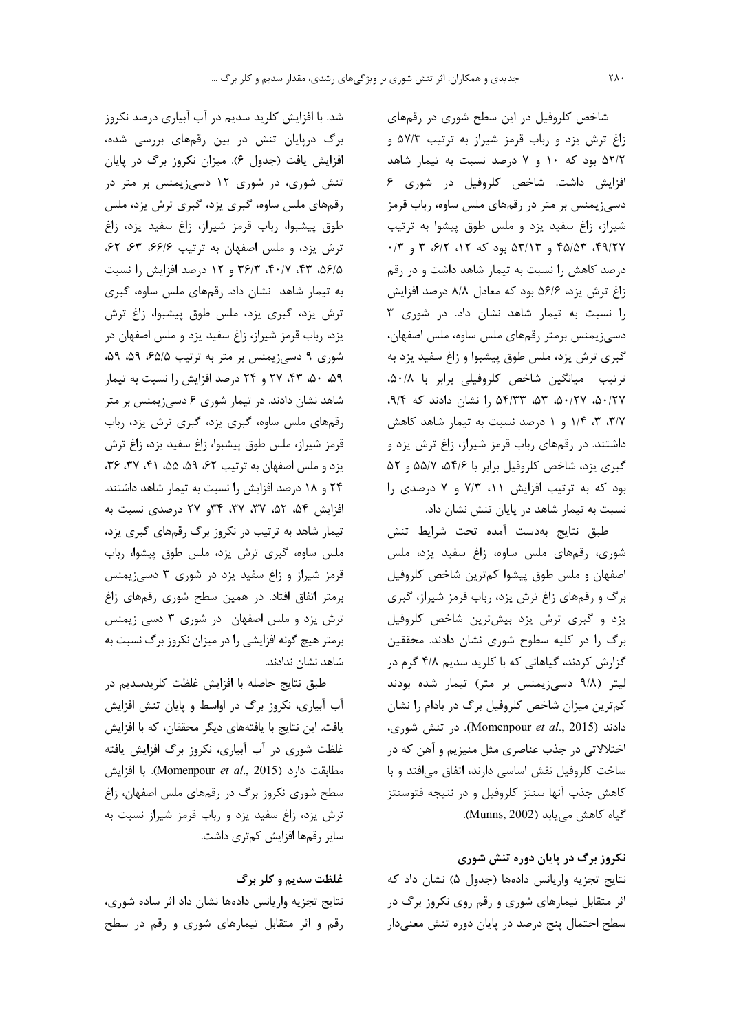شاخص کلروفیل در این سطح شوری در رقم‌های زاغ ترش یزد و رباب قرمز شیراز به ترتیب ۵۷/۳ و ۵۲/۲ بود که ۱۰ و ۷ درصد نسبت به تیمار شاهد افزایش داشت. شاخص کلروفیل در شوری ۶ دسی‌زیمنس بر متر در رقم‌های ملس ساوه، رباب قرمز شیراز، زاغ سفید یزد و ملس طوق پیشوا به ترتیب ۴۹/۲۷، ۴۵/۵۳ و ۵۳/۱۳ بود که ۱۲، ۶/۲، ۳ و ۰/۳ درصد کاهش را نسبت به تیمار شاهد داشت و در رقم زاغ ترش یزد، ۵۶/۶ بود که معادل ۸/۸ درصد افزایش را نسبت به تیمار شاهد نشان داد. در شوری ۳ دسی‌زیمنس برمتر رقم‌های ملس ساوه، ملس اصفهان، گبری ترش یزد، ملس طوق پیشبوا و زاغ سفید یزد به ترتیب میانگین شاخص کلروفیلی برابر با ۵۰/۸، ۵۰/۲۷، ۵۰/۲۷، ۵۳، ۵۴/۳۳ را نشان دادند که ۹/۴، ۳/۷، ۳، ۱/۴ و ۱ درصد نسبت به تیمار شاهد کاهش داشتند. در رقم‌های رباب قرمز شیراز، زاغ ترش یزد و گبری یزد، شاخص کلروفیل برابر با ۵۴/۶، ۵۵/۷ و ۵۲ بود که به ترتیب افزایش ۱۱، ۷/۳ و ۷ درصدی را نسبت به تیمار شاهد در پایان تنش نشان داد.

طبق نتایج به‌دست آمده تحت شرایط تنش شوری، رقم‌های ملس ساوه، زاغ سفید یزد، ملس اصفهان و ملس طوق پیشوا کم‌ترین شاخص کلروفیل برگ و رقم‌های زاغ ترش یزد، رباب قرمز شیراز، گبری یزد و گبری ترش یزد بیش‌ترین شاخص کلروفیل برگ را در کلیه سطوح شوری نشان دادند. محققین گزارش کردند، گیاهانی که با کلرید سدیم ۴/۸ گرم در لیتر (۹/۸ دسی‌زیمنس بر متر) تیمار شده بودند کم‌ترین میزان شاخص کلروفیل برگ در بادام را نشان دادند (Momenpour *et al*., 2015). در تنش شوری، اختلالاتی در جذب عناصری مثل منیزیم و آهن که در ساخت کلروفیل نقش اساسی دارند، اتفاق می‌افتد و با کاهش جذب آنها سنتز کلروفیل و در نتیجه فتوسنتز گیاه کاهش می‌یابد (Munns, 2002).

### نکروز برگ در پایان دوره تنش شوری

نتایج تجزیه واریانس داده‌ها (جدول ۵) نشان داد که اثر متقابل تیمارهای شوری و رقم روی نکروز برگ در سطح احتمال پنج درصد در پایان دوره تنش معنی‌دار شد. با افزایش کلرید سدیم در آب آبیاری درصد نکروز برگ درپایان تنش در بین رقم‌های بررسی شده، افزایش یافت (جدول ۶). میزان نکروز برگ در پایان تنش شوری، در شوری ۱۲ دسی‌زیمنس بر متر در رقم‌های ملس ساوه، گبری یزد، گبری ترش یزد، ملس طوق پیشبوا، رباب قرمز شیراز، زاغ سفید یزد، زاغ ترش یزد، و ملس اصفهان به ترتیب ۶۶/۶، ۶۳، ۶۲، ۵۶/۵، ۴۳، ۴۰/۷، ۳۶/۳ و ۱۲ درصد افزایش را نسبت به تیمار شاهد نشان داد. رقم‌های ملس ساوه، گبری ترش یزد، گبری یزد، ملس طوق پیشبوا، زاغ ترش یزد، رباب قرمز شیراز، زاغ سفید یزد و ملس اصفهان در شوری ۹ دسی‌زیمنس بر متر به ترتیب ۶۵/۵، ۵۹، ۵۹، ۵۹، ۵۰، ۴۳، ۲۷ و ۲۴ درصد افزایش را نسبت به تیمار شاهد نشان دادند. در تیمار شوری ۶ دسی‌زیمنس بر متر رقم‌های ملس ساوه، گبری یزد، گبری ترش یزد، رباب قرمز شیراز، ملس طوق پیشوا، زاغ سفید یزد، زاغ ترش یزد و ملس اصفهان به ترتیب ۶۲، ۵۹، ۵۵، ۴۱، ۳۷، ۳۶، ۲۴ و ۱۸ درصد افزایش را نسبت به تیمار شاهد داشتند. افزایش ۵۴، ۵۲، ۳۷، ۳۷، ۳۴و ۲۷ درصدی نسبت به تیمار شاهد به ترتیب در نکروز برگ رقم‌های گبری یزد، ملس ساوه، گبری ترش یزد، ملس طوق پیشوا، رباب قرمز شیراز و زاغ سفید یزد در شوری ۳ دسی‌زیمنس برمتر اتفاق افتاد. در همین سطح شوری رقم‌های زاغ ترش یزد و ملس اصفهان در شوری ۳ دسی زیمنس برمتر هیچ گونه افزایشی را در میزان نکروز برگ نسبت به شاهد نشان ندادند.

طبق نتایج حاصله با افزایش غلظت کلریدسدیم در آب آبیاری، نکروز برگ در اواسط و پایان تنش افزایش یافت. این نتایج با یافته‌های دیگر محققان، که با افزایش غلظت شوری در آب آبیاری، نکروز برگ افزایش یافته مطابقت دارد (Momenpour *et al*., 2015). با افزایش سطح شوری نکروز برگ در رقم‌های ملس اصفهان، زاغ ترش یزد، زاغ سفید یزد و رباب قرمز شیراز نسبت به سایر رقم‌ها افزایش کم‌تری داشت.

### غلظت سدیم و کلر برگ

نتایج تجزیه واریانس داده‌ها نشان داد اثر ساده شوری، رقم و اثر متقابل تیمارهای شوری و رقم در سطح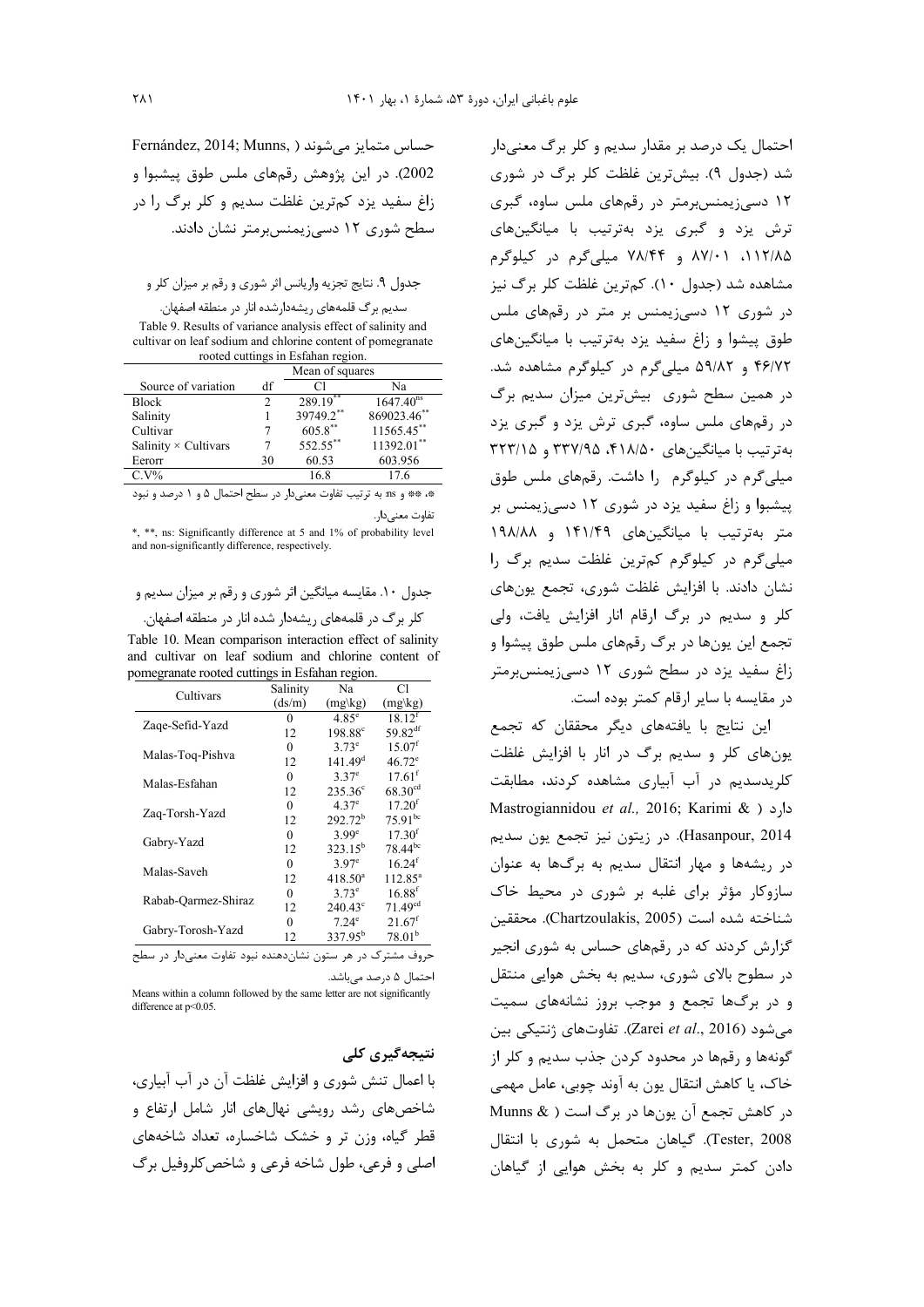احتمال یک درصد بر مقدار سدیم و کلر برگ معنی‌دار شد (جدول ۹). بیش‌ترین غلظت کلر برگ در شوری ۱۲ دسی‌زیمنس‌برمتر در رقم‌های ملس ساوه، گبری ترش یزد و گبری یزد به‌ترتیب با میانگین‌های ۱۱۲/۸۵، ۸۷/۰۱ و ۷۸/۴۴ میلی‌گرم در کیلوگرم مشاهده شد (جدول ۱۰). کم‌ترین غلظت کلر برگ نیز در شوری ۱۲ دسی‌زیمنس بر متر در رقم‌های ملس طوق پیشوا و زاغ سفید یزد به‌ترتیب با میانگین‌های ۴۶/۷۲ و ۵۹/۸۲ میلی‌گرم در کیلوگرم مشاهده شد. در همین سطح شوری بیش‌ترین میزان سدیم برگ در رقم‌های ملس ساوه، گبری ترش یزد و گبری یزد به‌ترتیب با میانگین‌های ۴۱۸/۵۰، ۳۳۷/۹۵ و ۳۲۳/۱۵ میلی‌گرم در کیلوگرم را داشت. رقم‌های ملس طوق پیشوا و زاغ سفید یزد در شوری ۱۲ دسی‌زیمنس بر متر به‌ترتیب با میانگین‌های ۱۴۱/۴۹ و ۱۹۸/۸۸ میلی‌گرم در کیلوگرم کم‌ترین غلظت سدیم برگ را نشان دادند. با افزایش غلظت شوری، تجمع یون‌های کلر و سدیم در برگ ارقام انار افزایش یافت، ولی تجمع این یون‌ها در برگ رقم‌های ملس طوق پیشوا و زاغ سفید یزد در سطح شوری ۱۲ دسی‌زیمنس‌برمتر در مقایسه با سایر ارقام کمتر بوده است.

این نتایج با یافته‌های دیگر محققان که تجمع یون‌های کلر و سدیم برگ در انار با افزایش غلظت کلریدسدیم در آب آبیاری مشاهده کردند، مطابقت دارد (Mastrogiannidou *et al.,* 2016; Karimi & Hasanpour, 2014). در زیتون نیز تجمع یون سدیم در ریشه‌ها و مهار انتقال سدیم به برگ‌ها به عنوان سازوکار مؤثر برای غلبه بر شوری در محیط خاک شناخته شده است (Chartzoulakis, 2005). محققین گزارش کردند که در رقم‌های حساس به شوری انجیر در سطوح بالای شوری، سدیم به بخش هوایی منتقل و در برگ‌ها تجمع و موجب بروز نشانه‌های سمیت می‌شود (Zarei *et al*., 2016). تفاوت‌های ژنتیکی بین گونه‌ها و رقم‌ها در محدود کردن جذب سدیم و کلر از خاک، یا کاهش انتقال یون به آوند چوبی، عامل مهمی در کاهش تجمع آن یون‌ها در برگ است (Munns & Tester, 2008). گیاهان متحمل به شوری با انتقال دادن کمتر سدیم و کلر به بخش هوایی از گیاهان حساس متمایز می‌شوند (Fernández, 2014; Munns, 2002). در این پژوهش رقم‌های ملس طوق پیشوا و زاغ سفید یزد کم‌ترین غلظت سدیم و کلر برگ را در سطح شوری ۱۲ دسی‌زیمنس‌برمتر نشان دادند.

جدول ۹. نتایج تجزیه واریانس اثر شوری و رقم بر میزان کلر و سدیم برگ قلمه‌های ریشه‌دارشده انار در منطقه اصفهان.

Table 9. Results of variance analysis effect of salinity and cultivar on leaf sodium and chlorine content of pomegranate rooted cuttings in Esfahan region.

| Source of variation | df | Mean of squares | |
|---|---|---|---|
| | | Cl | Na |
| Block | 2 | 289.19** | 1647.40ns |
| Salinity | 1 | 39749.2** | 869023.46** |
| Cultivar | 7 | 605.8** | 11565.45** |
| Salinity × Cultivars | 7 | 552.55** | 11392.01** |
| Eerorr | 30 | 60.53 | 603.956 |
| C.V% | | 16.8 | 17.6 |

*، ** و ns به ترتیب تفاوت معنی‌دار در سطح احتمال ۵ و ۱ درصد و نبود تفاوت معنی‌دار.

*, **, ns: Significantly difference at 5 and 1% of probability level and non-significantly difference, respectively.

جدول ۱۰. مقایسه میانگین اثر شوری و رقم بر میزان سدیم و کلر برگ در قلمه‌های ریشه‌دار شده انار در منطقه اصفهان.

Table 10. Mean comparison interaction effect of salinity and cultivar on leaf sodium and chlorine content of pomegranate rooted cuttings in Esfahan region.

| Cultivars | Salinity (ds/m) | Na (mg\kg) | Cl (mg\kg) |
|---|---|---|---|
| Zaqe-Sefid-Yazd | 0 | 4.85e | 18.12f |
| | 12 | 198.88c | 59.82df |
| Malas-Toq-Pishva | 0 | 3.73e | 15.07f |
| | 12 | 141.49d | 46.72e |
| Malas-Esfahan | 0 | 3.37e | 17.61f |
| | 12 | 235.36c | 68.30cd |
| Zaq-Torsh-Yazd | 0 | 4.37e | 17.20f |
| | 12 | 292.72b | 75.91bc |
| Gabry-Yazd | 0 | 3.99e | 17.30f |
| | 12 | 323.15b | 78.44bc |
| Malas-Saveh | 0 | 3.97e | 16.24f |
| | 12 | 418.50a | 112.85a |
| Rabab-Qarmez-Shiraz | 0 | 3.73e | 16.88f |
| | 12 | 240.43c | 71.49cd |
| Gabry-Torosh-Yazd | 0 | 7.24e | 21.67f |
| | 12 | 337.95b | 78.01b |

حروف مشترک در هر ستون نشان‌دهنده نبود تفاوت معنی‌دار در سطح احتمال ۵ درصد می‌باشد.

Means within a column followed by the same letter are not significantly difference at p<0.05.

## نتیجه‌گیری کلی

با اعمال تنش شوری و افزایش غلظت آن در آب آبیاری، شاخص‌های رشد رویشی نهال‌های انار شامل ارتفاع و قطر گیاه، وزن تر و خشک شاخساره، تعداد شاخه‌های اصلی و فرعی، طول شاخه فرعی و شاخص‌کلروفیل برگ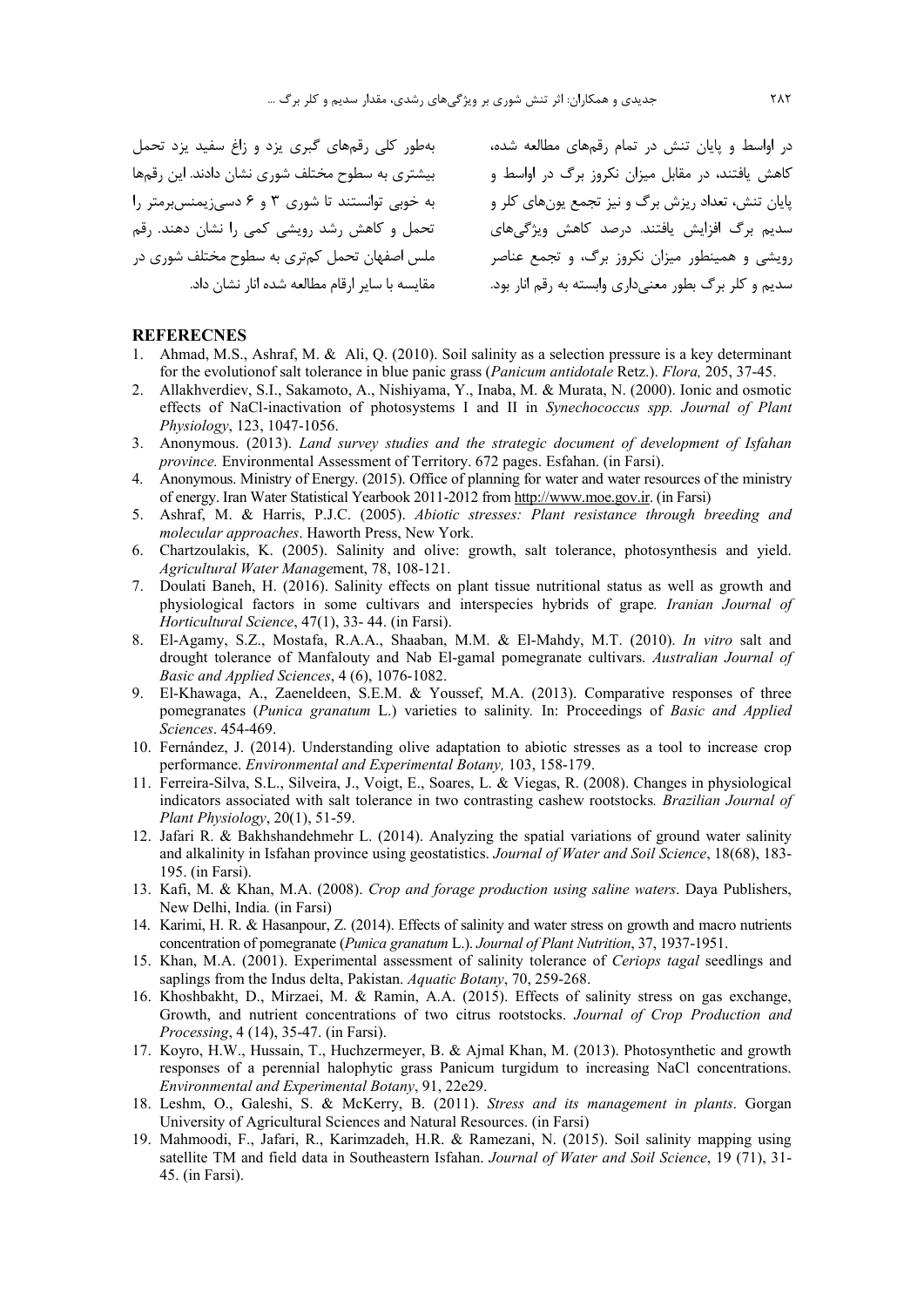در اواسط و پایان تنش در تمام رقم‌های مطالعه شده، کاهش یافتند، در مقابل میزان نکروز برگ در اواسط و پایان تنش، تعداد ریزش برگ و نیز تجمع یون‌های کلر و سدیم برگ افزایش یافتند. درصد کاهش ویژگی‌های رویشی و همینطور میزان نکروز برگ، و تجمع عناصر سدیم و کلر برگ بطور معنی‌داری وابسته به رقم انار بود.

به‌طور کلی رقم‌های گبری یزد و زاغ سفید یزد تحمل بیشتری به سطوح مختلف شوری نشان دادند. این رقم‌ها به خوبی توانستند تا شوری ۳ و ۶ دسی‌زیمنس‌برمتر را تحمل و کاهش رشد رویشی کمی را نشان دهند. رقم ملس اصفهان تحمل کم‌تری به سطوح مختلف شوری در مقایسه با سایر ارقام مطالعه شده انار نشان داد.

## REFERECNES

1. Ahmad, M.S., Ashraf, M. & Ali, Q. (2010). Soil salinity as a selection pressure is a key determinant for the evolutionof salt tolerance in blue panic grass (*Panicum antidotale* Retz.). *Flora,* 205, 37-45.
2. Allakhverdiev, S.I., Sakamoto, A., Nishiyama, Y., Inaba, M. & Murata, N. (2000). Ionic and osmotic effects of NaCl-inactivation of photosystems I and II in *Synechococcus spp. Journal of Plant Physiology*, 123, 1047-1056.
3. Anonymous. (2013). *Land survey studies and the strategic document of development of Isfahan province.* Environmental Assessment of Territory. 672 pages. Esfahan. (in Farsi).
4. Anonymous. Ministry of Energy. (2015). Office of planning for water and water resources of the ministry of energy. Iran Water Statistical Yearbook 2011-2012 from http://www.moe.gov.ir. (in Farsi)
5. Ashraf, M. & Harris, P.J.C. (2005). *Abiotic stresses: Plant resistance through breeding and molecular approaches*. Haworth Press, New York.
6. Chartzoulakis, K. (2005). Salinity and olive: growth, salt tolerance, photosynthesis and yield. *Agricultural Water Manage*ment, 78, 108-121.
7. Doulati Baneh, H. (2016). Salinity effects on plant tissue nutritional status as well as growth and physiological factors in some cultivars and interspecies hybrids of grape*. Iranian Journal of Horticultural Science*, 47(1), 33- 44. (in Farsi).
8. El-Agamy, S.Z., Mostafa, R.A.A., Shaaban, M.M. & El-Mahdy, M.T. (2010). *In vitro* salt and drought tolerance of Manfalouty and Nab El-gamal pomegranate cultivars. *Australian Journal of Basic and Applied Sciences*, 4 (6), 1076-1082.
9. El-Khawaga, A., Zaeneldeen, S.E.M. & Youssef, M.A. (2013). Comparative responses of three pomegranates (*Punica granatum* L.) varieties to salinity*.* In: Proceedings of *Basic and Applied Sciences*. 454-469.
10. Fernández, J. (2014). Understanding olive adaptation to abiotic stresses as a tool to increase crop performance. *Environmental and Experimental Botany,* 103, 158-179.
11. Ferreira-Silva, S.L., Silveira, J., Voigt, E., Soares, L. & Viegas, R. (2008). Changes in physiological indicators associated with salt tolerance in two contrasting cashew rootstocks*. Brazilian Journal of Plant Physiology*, 20(1), 51-59.
12. Jafari R. & Bakhshandehmehr L. (2014). Analyzing the spatial variations of ground water salinity and alkalinity in Isfahan province using geostatistics. *Journal of Water and Soil Science*, 18(68), 183-195. (in Farsi).
13. Kafi, M. & Khan, M.A. (2008). *Crop and forage production using saline waters*. Daya Publishers, New Delhi, India. (in Farsi)
14. Karimi, H. R. & Hasanpour, Z. (2014). Effects of salinity and water stress on growth and macro nutrients concentration of pomegranate (*Punica granatum* L.). *Journal of Plant Nutrition*, 37, 1937-1951.
15. Khan, M.A. (2001). Experimental assessment of salinity tolerance of *Ceriops tagal* seedlings and saplings from the Indus delta, Pakistan. *Aquatic Botany*, 70, 259-268.
16. Khoshbakht, D., Mirzaei, M. & Ramin, A.A. (2015). Effects of salinity stress on gas exchange, Growth, and nutrient concentrations of two citrus rootstocks. *Journal of Crop Production and Processing*, 4 (14), 35-47. (in Farsi).
17. Koyro, H.W., Hussain, T., Huchzermeyer, B. & Ajmal Khan, M. (2013). Photosynthetic and growth responses of a perennial halophytic grass Panicum turgidum to increasing NaCl concentrations. *Environmental and Experimental Botany*, 91, 22e29.
18. Leshm, O., Galeshi, S. & McKerry, B. (2011). *Stress and its management in plants*. Gorgan University of Agricultural Sciences and Natural Resources. (in Farsi)
19. Mahmoodi, F., Jafari, R., Karimzadeh, H.R. & Ramezani, N. (2015). Soil salinity mapping using satellite TM and field data in Southeastern Isfahan. *Journal of Water and Soil Science*, 19 (71), 31-45. (in Farsi).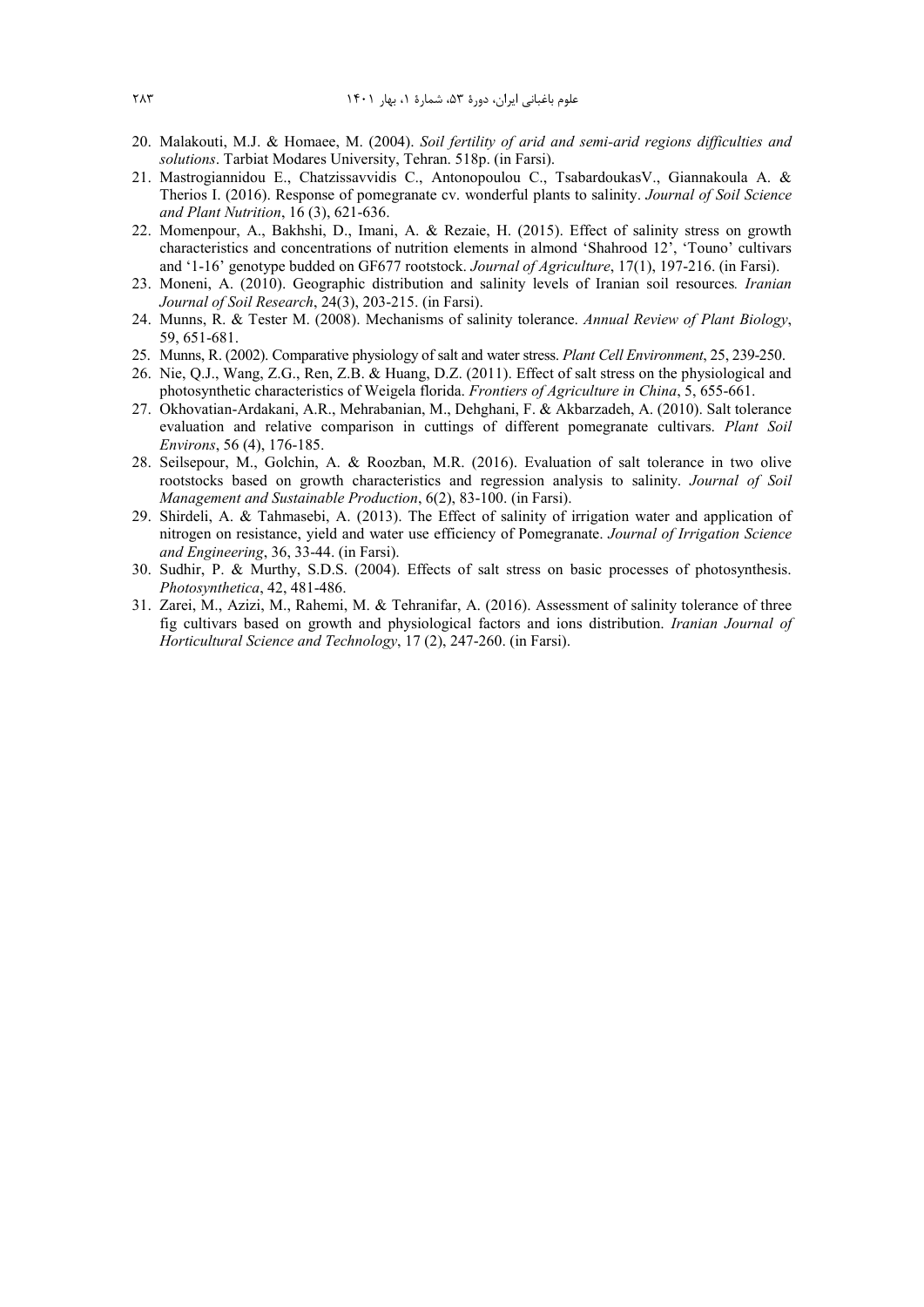20. Malakouti, M.J. & Homaee, M. (2004). *Soil fertility of arid and semi-arid regions difficulties and solutions*. Tarbiat Modares University, Tehran. 518p. (in Farsi).
21. Mastrogiannidou E., Chatzissavvidis C., Antonopoulou C., TsabardoukasV., Giannakoula A. & Therios I. (2016). Response of pomegranate cv. wonderful plants to salinity. *Journal of Soil Science and Plant Nutrition*, 16 (3), 621-636.
22. Momenpour, A., Bakhshi, D., Imani, A. & Rezaie, H. (2015). Effect of salinity stress on growth characteristics and concentrations of nutrition elements in almond 'Shahrood 12', 'Touno' cultivars and '1-16' genotype budded on GF677 rootstock. *Journal of Agriculture*, 17(1), 197-216. (in Farsi).
23. Moneni, A. (2010). Geographic distribution and salinity levels of Iranian soil resources*. Iranian Journal of Soil Research*, 24(3), 203-215. (in Farsi).
24. Munns, R. & Tester M. (2008). Mechanisms of salinity tolerance. *Annual Review of Plant Biology*, 59, 651-681.
25. Munns, R. (2002). Comparative physiology of salt and water stress. *Plant Cell Environment*, 25, 239-250.
26. Nie, Q.J., Wang, Z.G., Ren, Z.B. & Huang, D.Z. (2011). Effect of salt stress on the physiological and photosynthetic characteristics of Weigela florida. *Frontiers of Agriculture in China*, 5, 655-661.
27. Okhovatian-Ardakani, A.R., Mehrabanian, M., Dehghani, F. & Akbarzadeh, A. (2010). Salt tolerance evaluation and relative comparison in cuttings of different pomegranate cultivars. *Plant Soil Environs*, 56 (4), 176-185.
28. Seilsepour, M., Golchin, A. & Roozban, M.R. (2016). Evaluation of salt tolerance in two olive rootstocks based on growth characteristics and regression analysis to salinity. *Journal of Soil Management and Sustainable Production*, 6(2), 83-100. (in Farsi).
29. Shirdeli, A. & Tahmasebi, A. (2013). The Effect of salinity of irrigation water and application of nitrogen on resistance, yield and water use efficiency of Pomegranate. *Journal of Irrigation Science and Engineering*, 36, 33-44. (in Farsi).
30. Sudhir, P. & Murthy, S.D.S. (2004). Effects of salt stress on basic processes of photosynthesis. *Photosynthetica*, 42, 481-486.
31. Zarei, M., Azizi, M., Rahemi, M. & Tehranifar, A. (2016). Assessment of salinity tolerance of three fig cultivars based on growth and physiological factors and ions distribution. *Iranian Journal of Horticultural Science and Technology*, 17 (2), 247-260. (in Farsi).